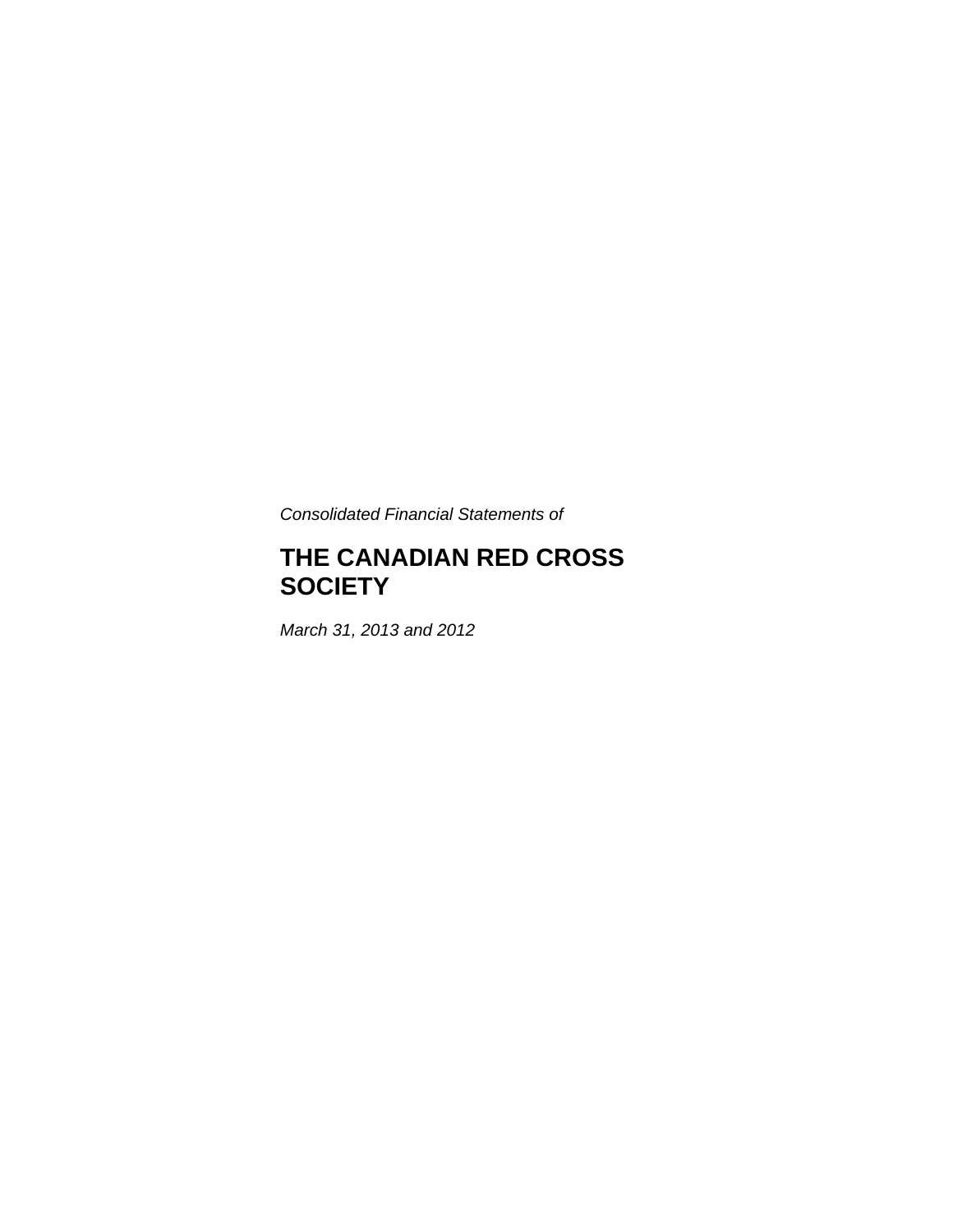*Consolidated Financial Statements of*

# THE CANADIAN RED CROSS SOCIETY

*March 31, 2013 and 2012*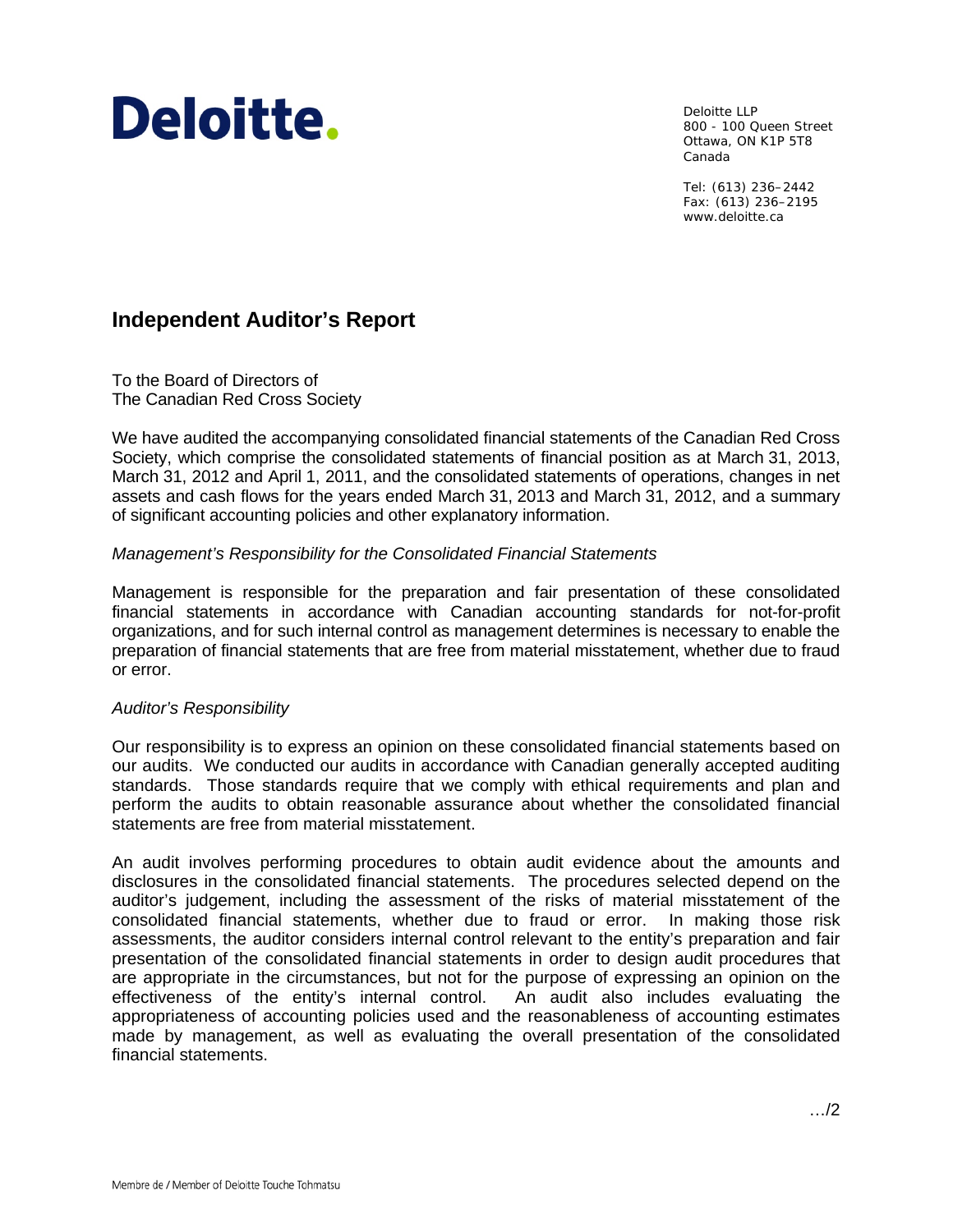**Deloitte.**

Deloitte LLP
800 - 100 Queen Street
Ottawa, ON K1P 5T8
Canada

Tel: (613) 236–2442
Fax: (613) 236–2195
www.deloitte.ca

## Independent Auditor's Report

To the Board of Directors of
The Canadian Red Cross Society

We have audited the accompanying consolidated financial statements of the Canadian Red Cross Society, which comprise the consolidated statements of financial position as at March 31, 2013, March 31, 2012 and April 1, 2011, and the consolidated statements of operations, changes in net assets and cash flows for the years ended March 31, 2013 and March 31, 2012, and a summary of significant accounting policies and other explanatory information.

*Management's Responsibility for the Consolidated Financial Statements*

Management is responsible for the preparation and fair presentation of these consolidated financial statements in accordance with Canadian accounting standards for not-for-profit organizations, and for such internal control as management determines is necessary to enable the preparation of financial statements that are free from material misstatement, whether due to fraud or error.

*Auditor's Responsibility*

Our responsibility is to express an opinion on these consolidated financial statements based on our audits. We conducted our audits in accordance with Canadian generally accepted auditing standards. Those standards require that we comply with ethical requirements and plan and perform the audits to obtain reasonable assurance about whether the consolidated financial statements are free from material misstatement.

An audit involves performing procedures to obtain audit evidence about the amounts and disclosures in the consolidated financial statements. The procedures selected depend on the auditor's judgement, including the assessment of the risks of material misstatement of the consolidated financial statements, whether due to fraud or error. In making those risk assessments, the auditor considers internal control relevant to the entity's preparation and fair presentation of the consolidated financial statements in order to design audit procedures that are appropriate in the circumstances, but not for the purpose of expressing an opinion on the effectiveness of the entity's internal control. An audit also includes evaluating the appropriateness of accounting policies used and the reasonableness of accounting estimates made by management, as well as evaluating the overall presentation of the consolidated financial statements.

…/2

Membre de / Member of Deloitte Touche Tohmatsu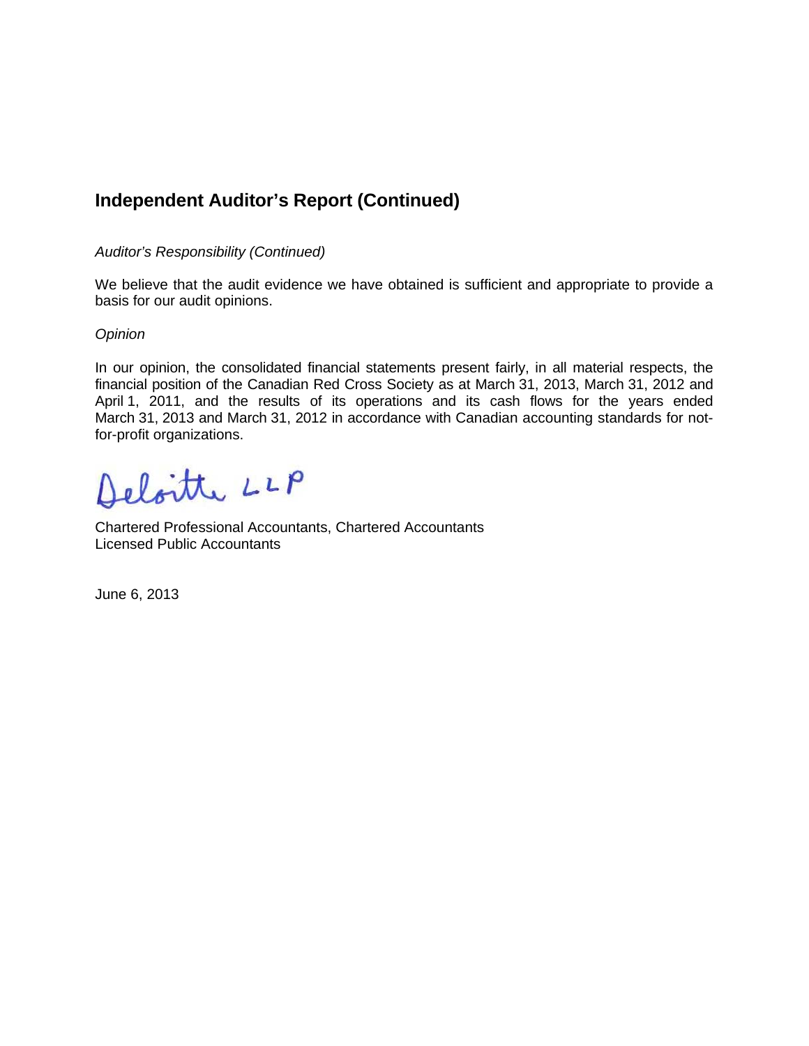## Independent Auditor's Report (Continued)

*Auditor's Responsibility (Continued)*

We believe that the audit evidence we have obtained is sufficient and appropriate to provide a basis for our audit opinions.

*Opinion*

In our opinion, the consolidated financial statements present fairly, in all material respects, the financial position of the Canadian Red Cross Society as at March 31, 2013, March 31, 2012 and April 1, 2011, and the results of its operations and its cash flows for the years ended March 31, 2013 and March 31, 2012 in accordance with Canadian accounting standards for not-for-profit organizations.

Deloitte LLP

Chartered Professional Accountants, Chartered Accountants
Licensed Public Accountants

June 6, 2013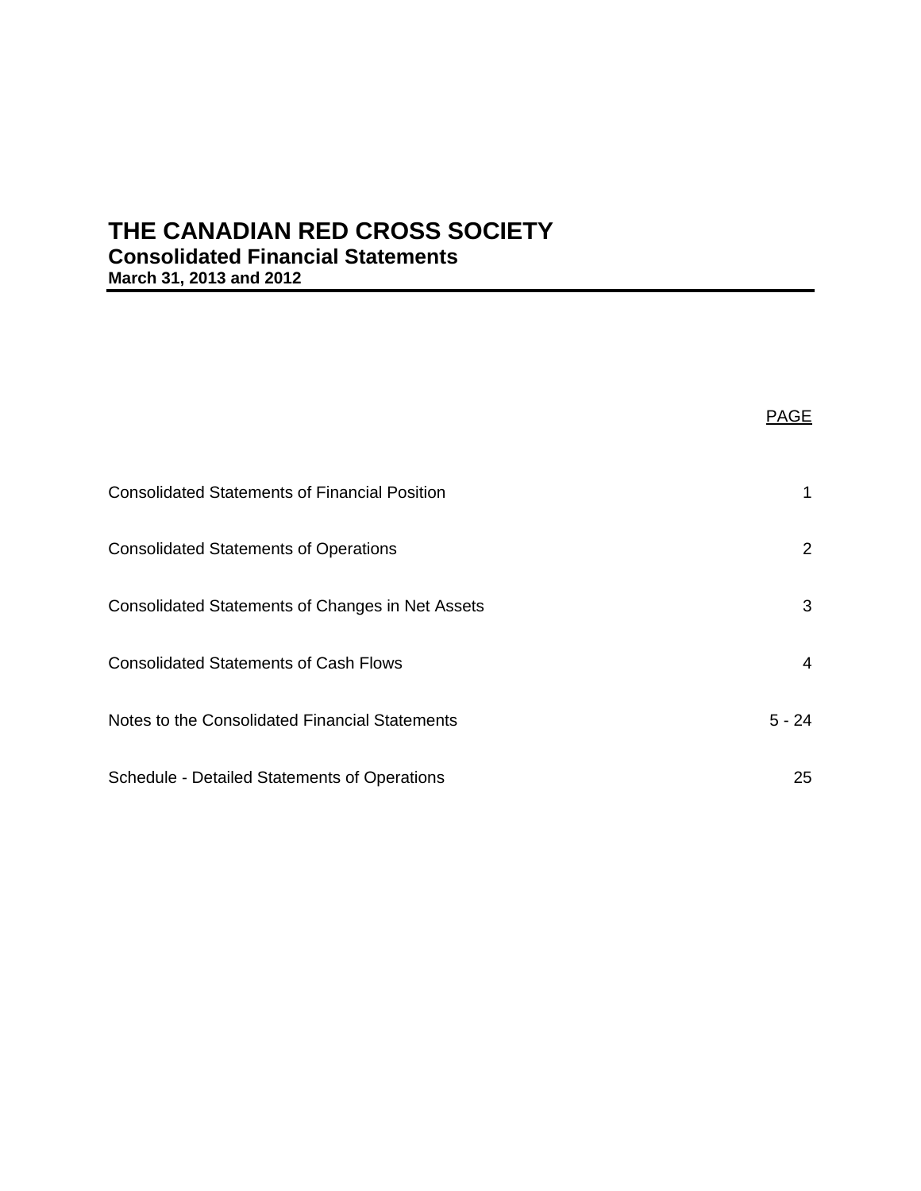# THE CANADIAN RED CROSS SOCIETY

## Consolidated Financial Statements

**March 31, 2013 and 2012**

| | PAGE |
|---|---|
| Consolidated Statements of Financial Position | 1 |
| Consolidated Statements of Operations | 2 |
| Consolidated Statements of Changes in Net Assets | 3 |
| Consolidated Statements of Cash Flows | 4 |
| Notes to the Consolidated Financial Statements | 5 - 24 |
| Schedule - Detailed Statements of Operations | 25 |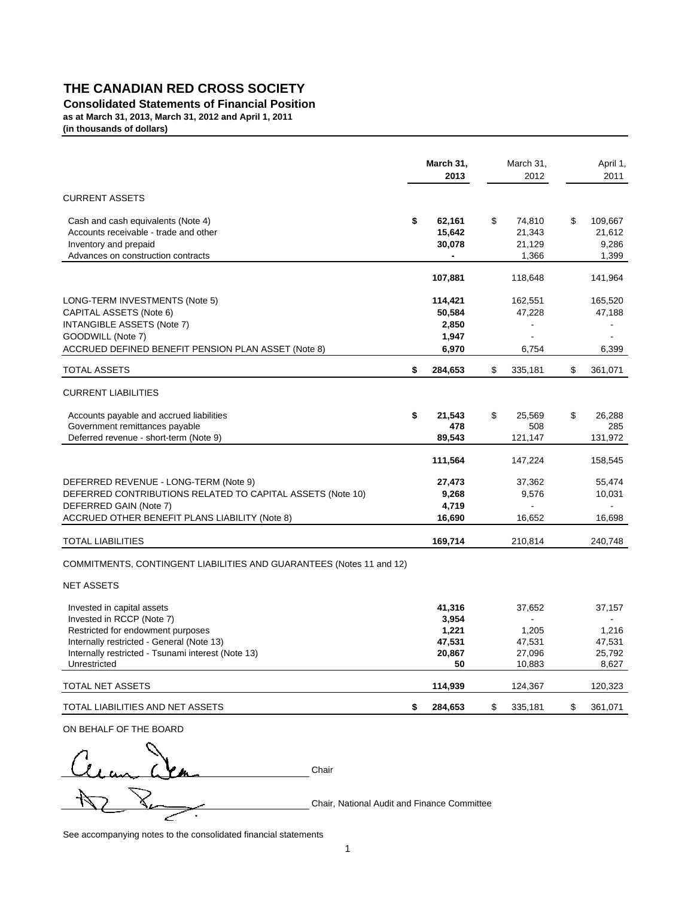# THE CANADIAN RED CROSS SOCIETY

**Consolidated Statements of Financial Position**

**as at March 31, 2013, March 31, 2012 and April 1, 2011**

**(in thousands of dollars)**

| | **March 31, 2013** | March 31, 2012 | April 1, 2011 |
|---|---|---|---|
| CURRENT ASSETS | | | |
| Cash and cash equivalents (Note 4) | **$ 62,161** | $ 74,810 | $ 109,667 |
| Accounts receivable - trade and other | **15,642** | 21,343 | 21,612 |
| Inventory and prepaid | **30,078** | 21,129 | 9,286 |
| Advances on construction contracts | **-** | 1,366 | 1,399 |
| | **107,881** | 118,648 | 141,964 |
| LONG-TERM INVESTMENTS (Note 5) | **114,421** | 162,551 | 165,520 |
| CAPITAL ASSETS (Note 6) | **50,584** | 47,228 | 47,188 |
| INTANGIBLE ASSETS (Note 7) | **2,850** | - | - |
| GOODWILL (Note 7) | **1,947** | - | - |
| ACCRUED DEFINED BENEFIT PENSION PLAN ASSET (Note 8) | **6,970** | 6,754 | 6,399 |
| TOTAL ASSETS | **$ 284,653** | $ 335,181 | $ 361,071 |
| CURRENT LIABILITIES | | | |
| Accounts payable and accrued liabilities | **$ 21,543** | $ 25,569 | $ 26,288 |
| Government remittances payable | **478** | 508 | 285 |
| Deferred revenue - short-term (Note 9) | **89,543** | 121,147 | 131,972 |
| | **111,564** | 147,224 | 158,545 |
| DEFERRED REVENUE - LONG-TERM (Note 9) | **27,473** | 37,362 | 55,474 |
| DEFERRED CONTRIBUTIONS RELATED TO CAPITAL ASSETS (Note 10) | **9,268** | 9,576 | 10,031 |
| DEFERRED GAIN (Note 7) | **4,719** | - | - |
| ACCRUED OTHER BENEFIT PLANS LIABILITY (Note 8) | **16,690** | 16,652 | 16,698 |
| TOTAL LIABILITIES | **169,714** | 210,814 | 240,748 |
| COMMITMENTS, CONTINGENT LIABILITIES AND GUARANTEES (Notes 11 and 12) | | | |
| NET ASSETS | | | |
| Invested in capital assets | **41,316** | 37,652 | 37,157 |
| Invested in RCCP (Note 7) | **3,954** | - | - |
| Restricted for endowment purposes | **1,221** | 1,205 | 1,216 |
| Internally restricted - General (Note 13) | **47,531** | 47,531 | 47,531 |
| Internally restricted - Tsunami interest (Note 13) | **20,867** | 27,096 | 25,792 |
| Unrestricted | **50** | 10,883 | 8,627 |
| TOTAL NET ASSETS | **114,939** | 124,367 | 120,323 |
| TOTAL LIABILITIES AND NET ASSETS | **$ 284,653** | $ 335,181 | $ 361,071 |

ON BEHALF OF THE BOARD

Chair

Chair, National Audit and Finance Committee

See accompanying notes to the consolidated financial statements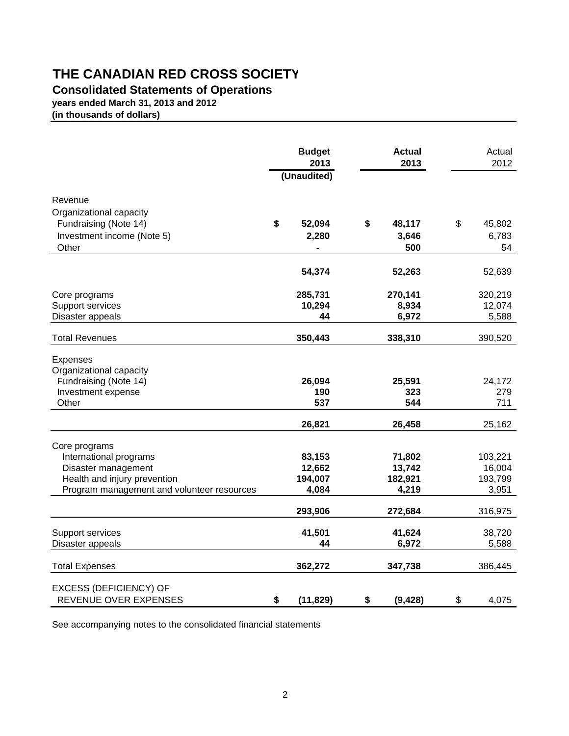# THE CANADIAN RED CROSS SOCIETY

## Consolidated Statements of Operations

**years ended March 31, 2013 and 2012**
**(in thousands of dollars)**

| | **Budget 2013 (Unaudited)** | **Actual 2013** | Actual 2012 |
|---|---|---|---|
| Revenue | | | |
| Organizational capacity | | | |
| Fundraising (Note 14) | $ 52,094 | $ 48,117 | $ 45,802 |
| Investment income (Note 5) | 2,280 | 3,646 | 6,783 |
| Other | - | 500 | 54 |
| | 54,374 | 52,263 | 52,639 |
| Core programs | 285,731 | 270,141 | 320,219 |
| Support services | 10,294 | 8,934 | 12,074 |
| Disaster appeals | 44 | 6,972 | 5,588 |
| Total Revenues | 350,443 | 338,310 | 390,520 |
| Expenses | | | |
| Organizational capacity | | | |
| Fundraising (Note 14) | 26,094 | 25,591 | 24,172 |
| Investment expense | 190 | 323 | 279 |
| Other | 537 | 544 | 711 |
| | 26,821 | 26,458 | 25,162 |
| Core programs | | | |
| International programs | 83,153 | 71,802 | 103,221 |
| Disaster management | 12,662 | 13,742 | 16,004 |
| Health and injury prevention | 194,007 | 182,921 | 193,799 |
| Program management and volunteer resources | 4,084 | 4,219 | 3,951 |
| | 293,906 | 272,684 | 316,975 |
| Support services | 41,501 | 41,624 | 38,720 |
| Disaster appeals | 44 | 6,972 | 5,588 |
| Total Expenses | 362,272 | 347,738 | 386,445 |
| EXCESS (DEFICIENCY) OF REVENUE OVER EXPENSES | $ (11,829) | $ (9,428) | $ 4,075 |

See accompanying notes to the consolidated financial statements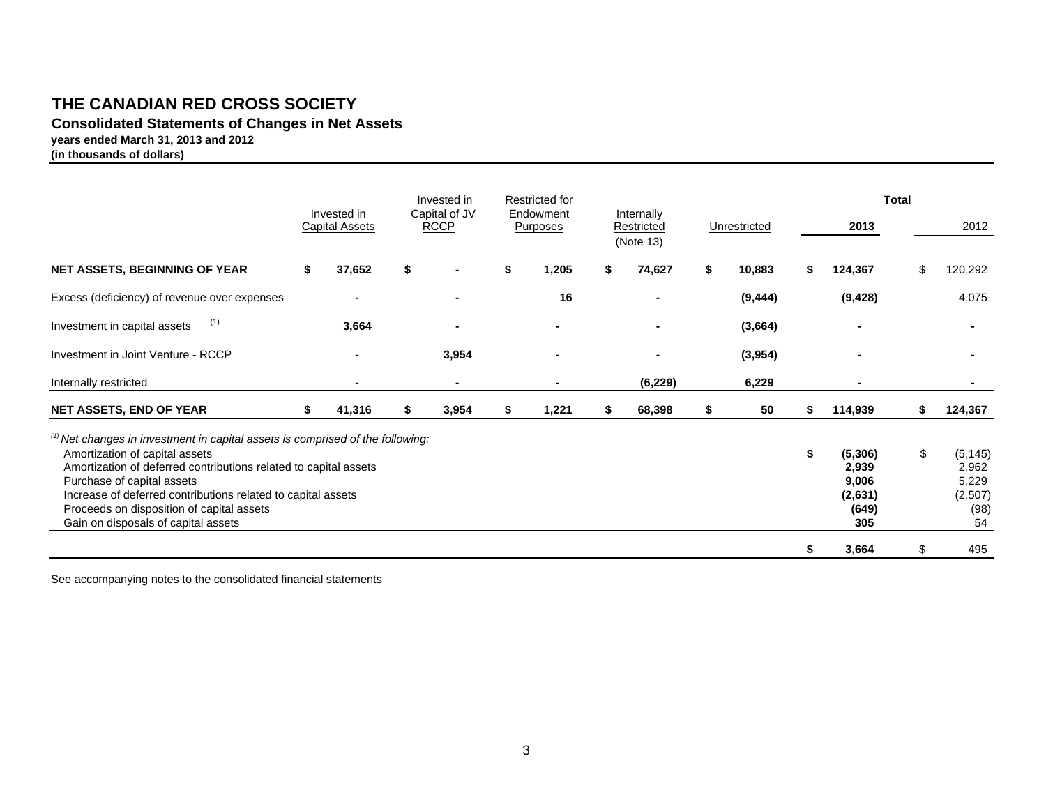# THE CANADIAN RED CROSS SOCIETY

**Consolidated Statements of Changes in Net Assets**

**years ended March 31, 2013 and 2012**

**(in thousands of dollars)**

| | Invested in Capital Assets | Invested in Capital of JV RCCP | Restricted for Endowment Purposes | Internally Restricted (Note 13) | Unrestricted | Total 2013 | Total 2012 |
|---|---|---|---|---|---|---|---|
| **NET ASSETS, BEGINNING OF YEAR** | **$ 37,652** | **$ -** | **$ 1,205** | **$ 74,627** | **$ 10,883** | **$ 124,367** | $ 120,292 |
| Excess (deficiency) of revenue over expenses | **-** | **-** | **16** | **-** | **(9,444)** | **(9,428)** | 4,075 |
| Investment in capital assets [(1)] | **3,664** | **-** | **-** | **-** | **(3,664)** | **-** | - |
| Investment in Joint Venture - RCCP | **-** | **3,954** | **-** | **-** | **(3,954)** | **-** | - |
| Internally restricted | **-** | **-** | **-** | **(6,229)** | **6,229** | **-** | - |
| **NET ASSETS, END OF YEAR** | **$ 41,316** | **$ 3,954** | **$ 1,221** | **$ 68,398** | **$ 50** | **$ 114,939** | **$ 124,367** |

*[(1)] Net changes in investment in capital assets is comprised of the following:*

| | 2013 | 2012 |
|---|---|---|
| Amortization of capital assets | **$ (5,306)** | $ (5,145) |
| Amortization of deferred contributions related to capital assets | **2,939** | 2,962 |
| Purchase of capital assets | **9,006** | 5,229 |
| Increase of deferred contributions related to capital assets | **(2,631)** | (2,507) |
| Proceeds on disposition of capital assets | **(649)** | (98) |
| Gain on disposals of capital assets | **305** | 54 |
| | **$ 3,664** | $ 495 |

See accompanying notes to the consolidated financial statements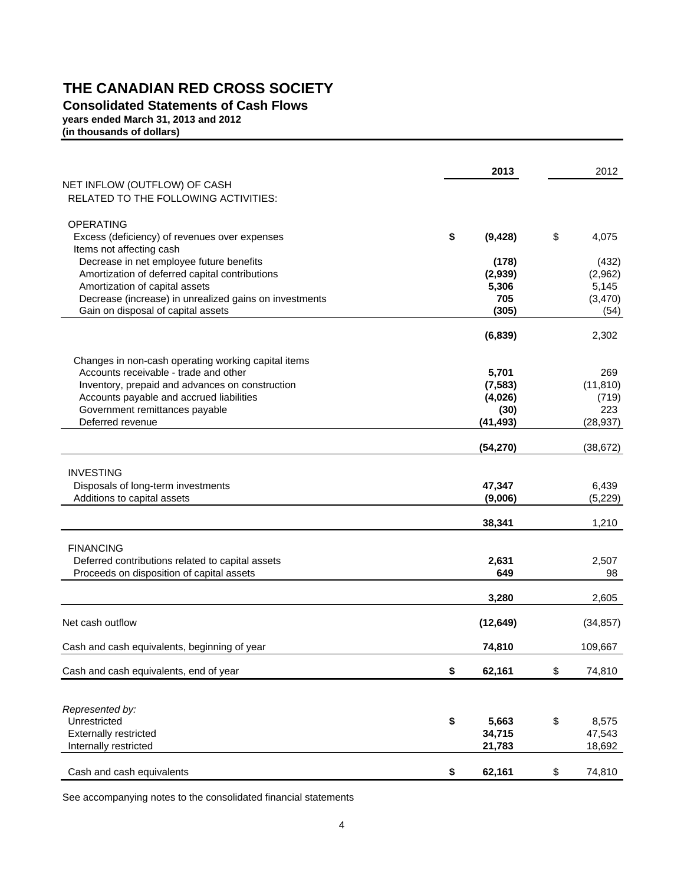# THE CANADIAN RED CROSS SOCIETY

## Consolidated Statements of Cash Flows

**years ended March 31, 2013 and 2012**
**(in thousands of dollars)**

| | 2013 | 2012 |
|---|---|---|
| NET INFLOW (OUTFLOW) OF CASH RELATED TO THE FOLLOWING ACTIVITIES: | | |
| OPERATING | | |
| Excess (deficiency) of revenues over expenses | **$ (9,428)** | $ 4,075 |
| Items not affecting cash | | |
| Decrease in net employee future benefits | **(178)** | (432) |
| Amortization of deferred capital contributions | **(2,939)** | (2,962) |
| Amortization of capital assets | **5,306** | 5,145 |
| Decrease (increase) in unrealized gains on investments | **705** | (3,470) |
| Gain on disposal of capital assets | **(305)** | (54) |
| | **(6,839)** | 2,302 |
| Changes in non-cash operating working capital items | | |
| Accounts receivable - trade and other | **5,701** | 269 |
| Inventory, prepaid and advances on construction | **(7,583)** | (11,810) |
| Accounts payable and accrued liabilities | **(4,026)** | (719) |
| Government remittances payable | **(30)** | 223 |
| Deferred revenue | **(41,493)** | (28,937) |
| | **(54,270)** | (38,672) |
| INVESTING | | |
| Disposals of long-term investments | **47,347** | 6,439 |
| Additions to capital assets | **(9,006)** | (5,229) |
| | **38,341** | 1,210 |
| FINANCING | | |
| Deferred contributions related to capital assets | **2,631** | 2,507 |
| Proceeds on disposition of capital assets | **649** | 98 |
| | **3,280** | 2,605 |
| Net cash outflow | **(12,649)** | (34,857) |
| Cash and cash equivalents, beginning of year | **74,810** | 109,667 |
| Cash and cash equivalents, end of year | **$ 62,161** | $ 74,810 |
| *Represented by:* | | |
| Unrestricted | **$ 5,663** | $ 8,575 |
| Externally restricted | **34,715** | 47,543 |
| Internally restricted | **21,783** | 18,692 |
| Cash and cash equivalents | **$ 62,161** | $ 74,810 |

See accompanying notes to the consolidated financial statements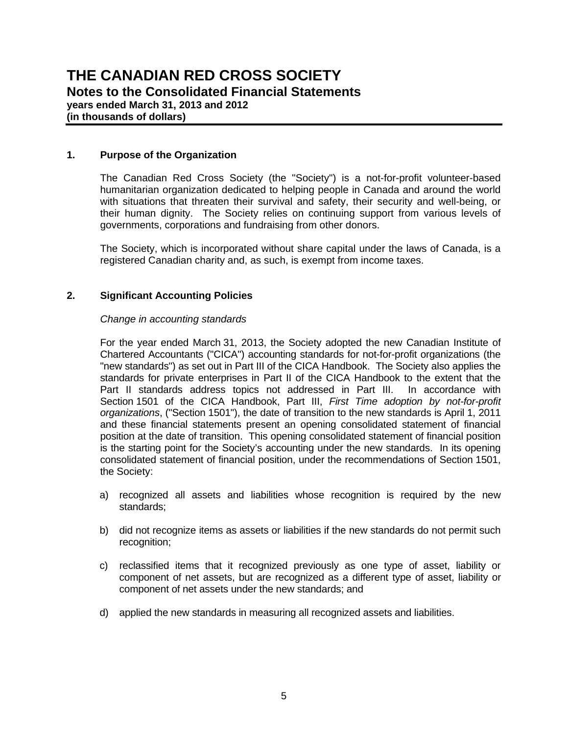# THE CANADIAN RED CROSS SOCIETY
## Notes to the Consolidated Financial Statements
**years ended March 31, 2013 and 2012**
**(in thousands of dollars)**

### 1. Purpose of the Organization

The Canadian Red Cross Society (the "Society") is a not-for-profit volunteer-based humanitarian organization dedicated to helping people in Canada and around the world with situations that threaten their survival and safety, their security and well-being, or their human dignity. The Society relies on continuing support from various levels of governments, corporations and fundraising from other donors.

The Society, which is incorporated without share capital under the laws of Canada, is a registered Canadian charity and, as such, is exempt from income taxes.

### 2. Significant Accounting Policies

*Change in accounting standards*

For the year ended March 31, 2013, the Society adopted the new Canadian Institute of Chartered Accountants ("CICA") accounting standards for not-for-profit organizations (the "new standards") as set out in Part III of the CICA Handbook. The Society also applies the standards for private enterprises in Part II of the CICA Handbook to the extent that the Part II standards address topics not addressed in Part III. In accordance with Section 1501 of the CICA Handbook, Part III, *First Time adoption by not-for-profit organizations*, ("Section 1501"), the date of transition to the new standards is April 1, 2011 and these financial statements present an opening consolidated statement of financial position at the date of transition. This opening consolidated statement of financial position is the starting point for the Society's accounting under the new standards. In its opening consolidated statement of financial position, under the recommendations of Section 1501, the Society:

a) recognized all assets and liabilities whose recognition is required by the new standards;

b) did not recognize items as assets or liabilities if the new standards do not permit such recognition;

c) reclassified items that it recognized previously as one type of asset, liability or component of net assets, but are recognized as a different type of asset, liability or component of net assets under the new standards; and

d) applied the new standards in measuring all recognized assets and liabilities.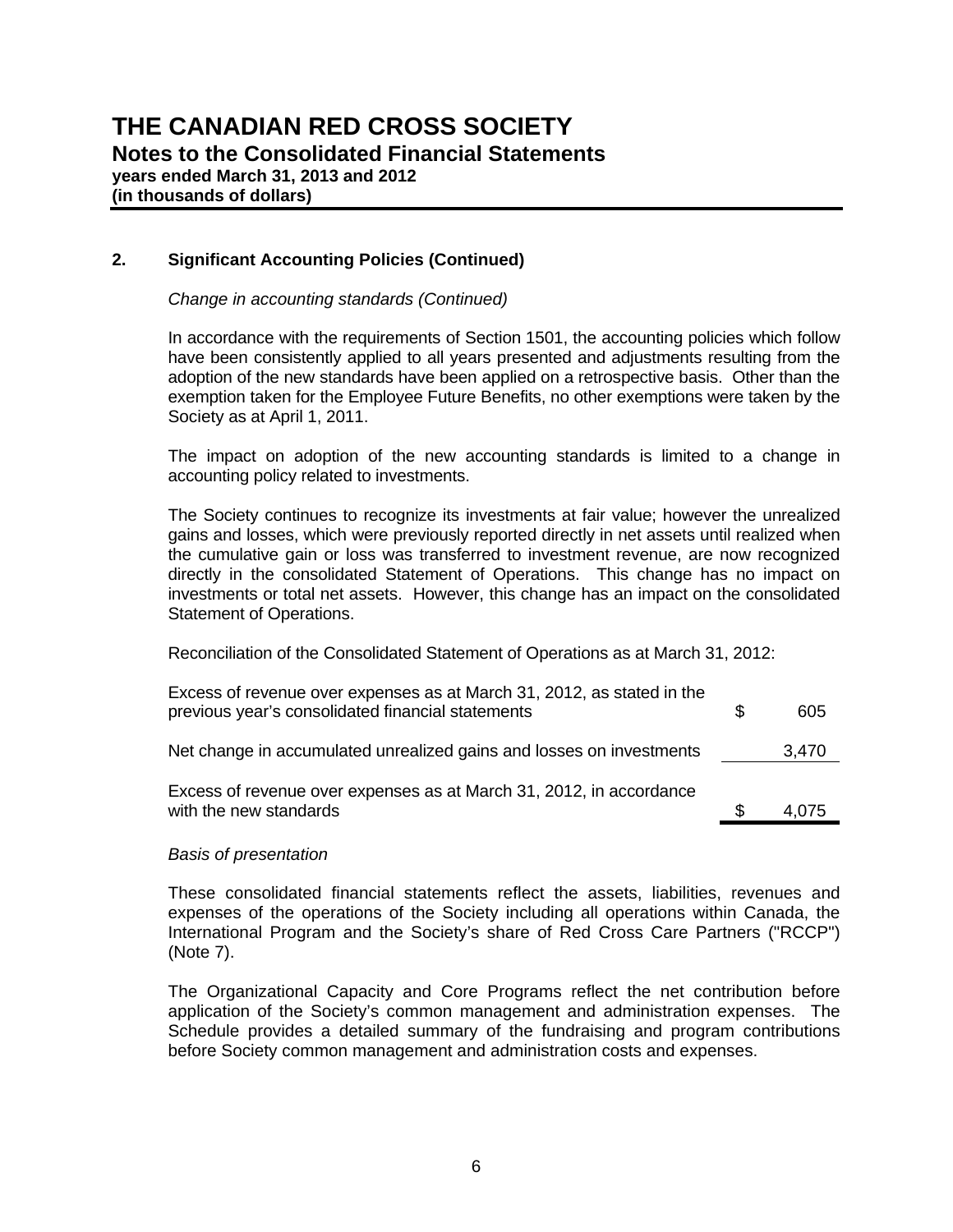# THE CANADIAN RED CROSS SOCIETY

## Notes to the Consolidated Financial Statements

**years ended March 31, 2013 and 2012**
**(in thousands of dollars)**

### 2. Significant Accounting Policies (Continued)

*Change in accounting standards (Continued)*

In accordance with the requirements of Section 1501, the accounting policies which follow have been consistently applied to all years presented and adjustments resulting from the adoption of the new standards have been applied on a retrospective basis. Other than the exemption taken for the Employee Future Benefits, no other exemptions were taken by the Society as at April 1, 2011.

The impact on adoption of the new accounting standards is limited to a change in accounting policy related to investments.

The Society continues to recognize its investments at fair value; however the unrealized gains and losses, which were previously reported directly in net assets until realized when the cumulative gain or loss was transferred to investment revenue, are now recognized directly in the consolidated Statement of Operations. This change has no impact on investments or total net assets. However, this change has an impact on the consolidated Statement of Operations.

Reconciliation of the Consolidated Statement of Operations as at March 31, 2012:

| | |
|---|---|
| Excess of revenue over expenses as at March 31, 2012, as stated in the previous year's consolidated financial statements | $ 605 |
| Net change in accumulated unrealized gains and losses on investments | 3,470 |
| Excess of revenue over expenses as at March 31, 2012, in accordance with the new standards | $ 4,075 |

*Basis of presentation*

These consolidated financial statements reflect the assets, liabilities, revenues and expenses of the operations of the Society including all operations within Canada, the International Program and the Society's share of Red Cross Care Partners ("RCCP") (Note 7).

The Organizational Capacity and Core Programs reflect the net contribution before application of the Society's common management and administration expenses. The Schedule provides a detailed summary of the fundraising and program contributions before Society common management and administration costs and expenses.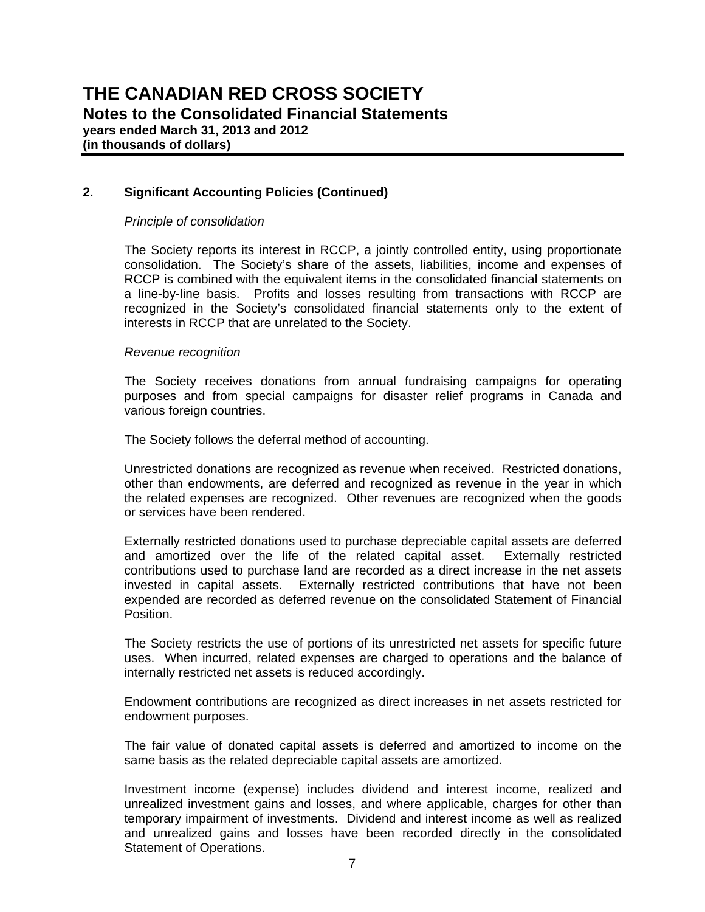## 2. Significant Accounting Policies (Continued)

*Principle of consolidation*

The Society reports its interest in RCCP, a jointly controlled entity, using proportionate consolidation. The Society's share of the assets, liabilities, income and expenses of RCCP is combined with the equivalent items in the consolidated financial statements on a line-by-line basis. Profits and losses resulting from transactions with RCCP are recognized in the Society's consolidated financial statements only to the extent of interests in RCCP that are unrelated to the Society.

*Revenue recognition*

The Society receives donations from annual fundraising campaigns for operating purposes and from special campaigns for disaster relief programs in Canada and various foreign countries.

The Society follows the deferral method of accounting.

Unrestricted donations are recognized as revenue when received. Restricted donations, other than endowments, are deferred and recognized as revenue in the year in which the related expenses are recognized. Other revenues are recognized when the goods or services have been rendered.

Externally restricted donations used to purchase depreciable capital assets are deferred and amortized over the life of the related capital asset. Externally restricted contributions used to purchase land are recorded as a direct increase in the net assets invested in capital assets. Externally restricted contributions that have not been expended are recorded as deferred revenue on the consolidated Statement of Financial Position.

The Society restricts the use of portions of its unrestricted net assets for specific future uses. When incurred, related expenses are charged to operations and the balance of internally restricted net assets is reduced accordingly.

Endowment contributions are recognized as direct increases in net assets restricted for endowment purposes.

The fair value of donated capital assets is deferred and amortized to income on the same basis as the related depreciable capital assets are amortized.

Investment income (expense) includes dividend and interest income, realized and unrealized investment gains and losses, and where applicable, charges for other than temporary impairment of investments. Dividend and interest income as well as realized and unrealized gains and losses have been recorded directly in the consolidated Statement of Operations.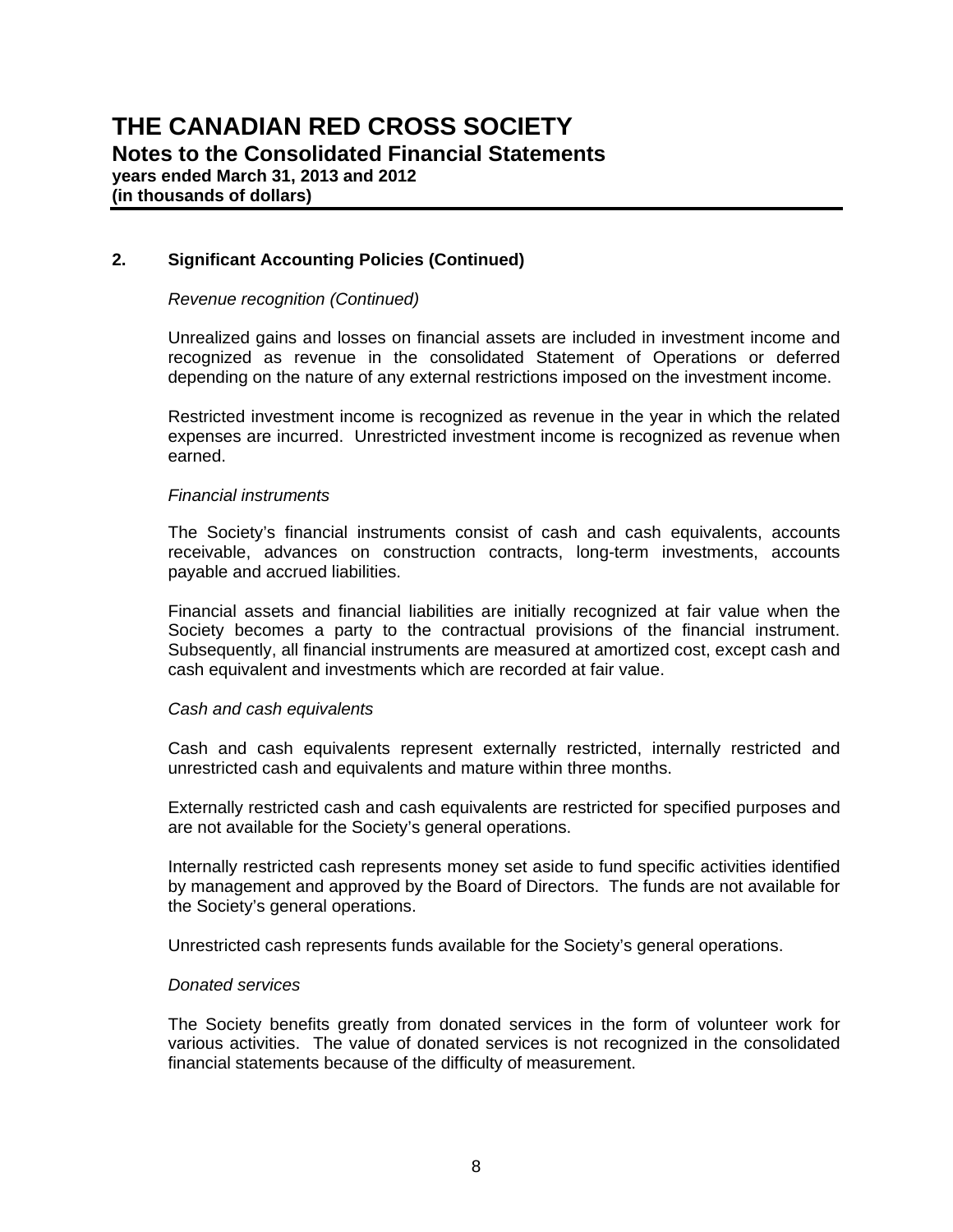## 2. Significant Accounting Policies (Continued)

*Revenue recognition (Continued)*

Unrealized gains and losses on financial assets are included in investment income and recognized as revenue in the consolidated Statement of Operations or deferred depending on the nature of any external restrictions imposed on the investment income.

Restricted investment income is recognized as revenue in the year in which the related expenses are incurred. Unrestricted investment income is recognized as revenue when earned.

*Financial instruments*

The Society's financial instruments consist of cash and cash equivalents, accounts receivable, advances on construction contracts, long-term investments, accounts payable and accrued liabilities.

Financial assets and financial liabilities are initially recognized at fair value when the Society becomes a party to the contractual provisions of the financial instrument. Subsequently, all financial instruments are measured at amortized cost, except cash and cash equivalent and investments which are recorded at fair value.

*Cash and cash equivalents*

Cash and cash equivalents represent externally restricted, internally restricted and unrestricted cash and equivalents and mature within three months.

Externally restricted cash and cash equivalents are restricted for specified purposes and are not available for the Society's general operations.

Internally restricted cash represents money set aside to fund specific activities identified by management and approved by the Board of Directors. The funds are not available for the Society's general operations.

Unrestricted cash represents funds available for the Society's general operations.

*Donated services*

The Society benefits greatly from donated services in the form of volunteer work for various activities. The value of donated services is not recognized in the consolidated financial statements because of the difficulty of measurement.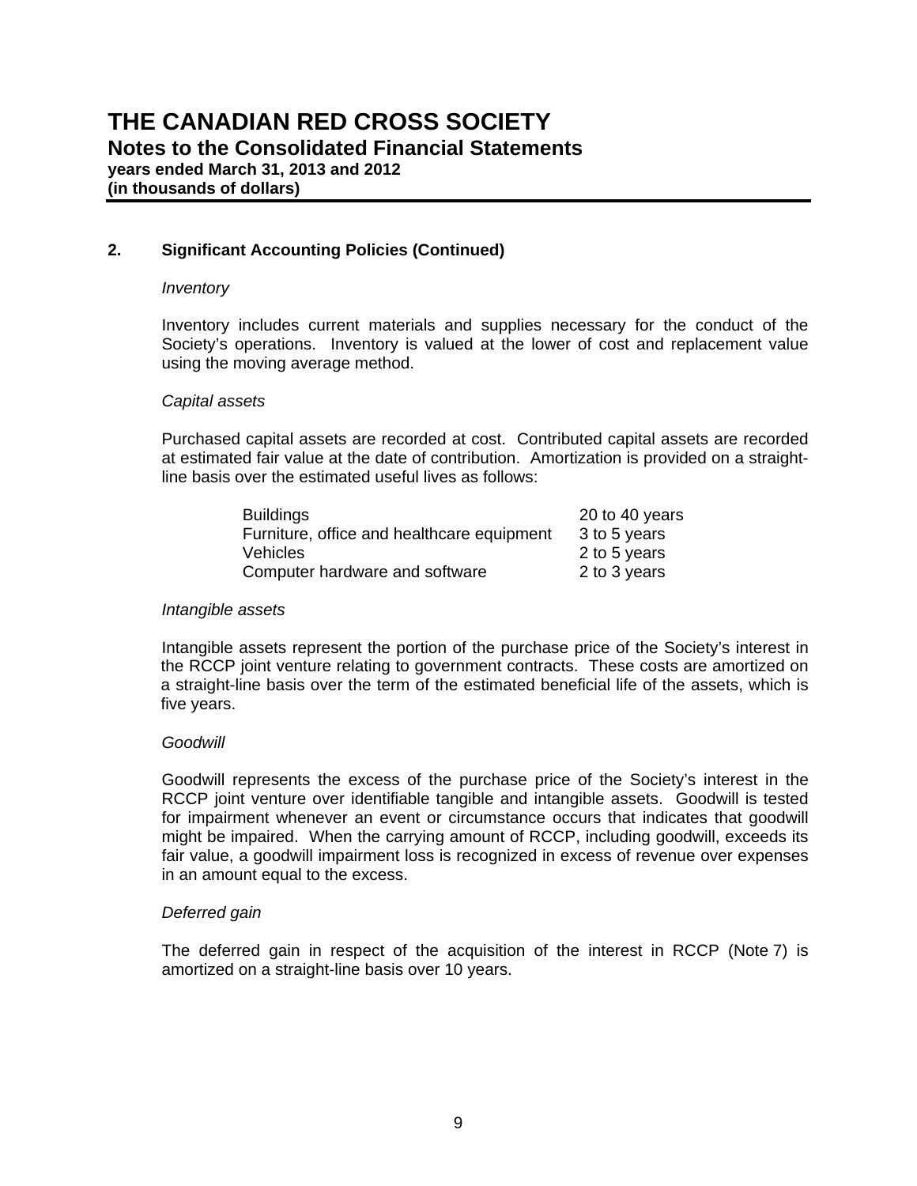# THE CANADIAN RED CROSS SOCIETY

## Notes to the Consolidated Financial Statements

**years ended March 31, 2013 and 2012**
**(in thousands of dollars)**

### 2. Significant Accounting Policies (Continued)

*Inventory*

Inventory includes current materials and supplies necessary for the conduct of the Society's operations. Inventory is valued at the lower of cost and replacement value using the moving average method.

*Capital assets*

Purchased capital assets are recorded at cost. Contributed capital assets are recorded at estimated fair value at the date of contribution. Amortization is provided on a straight-line basis over the estimated useful lives as follows:

| | |
|---|---|
| Buildings | 20 to 40 years |
| Furniture, office and healthcare equipment | 3 to 5 years |
| Vehicles | 2 to 5 years |
| Computer hardware and software | 2 to 3 years |

*Intangible assets*

Intangible assets represent the portion of the purchase price of the Society's interest in the RCCP joint venture relating to government contracts. These costs are amortized on a straight-line basis over the term of the estimated beneficial life of the assets, which is five years.

*Goodwill*

Goodwill represents the excess of the purchase price of the Society's interest in the RCCP joint venture over identifiable tangible and intangible assets. Goodwill is tested for impairment whenever an event or circumstance occurs that indicates that goodwill might be impaired. When the carrying amount of RCCP, including goodwill, exceeds its fair value, a goodwill impairment loss is recognized in excess of revenue over expenses in an amount equal to the excess.

*Deferred gain*

The deferred gain in respect of the acquisition of the interest in RCCP (Note 7) is amortized on a straight-line basis over 10 years.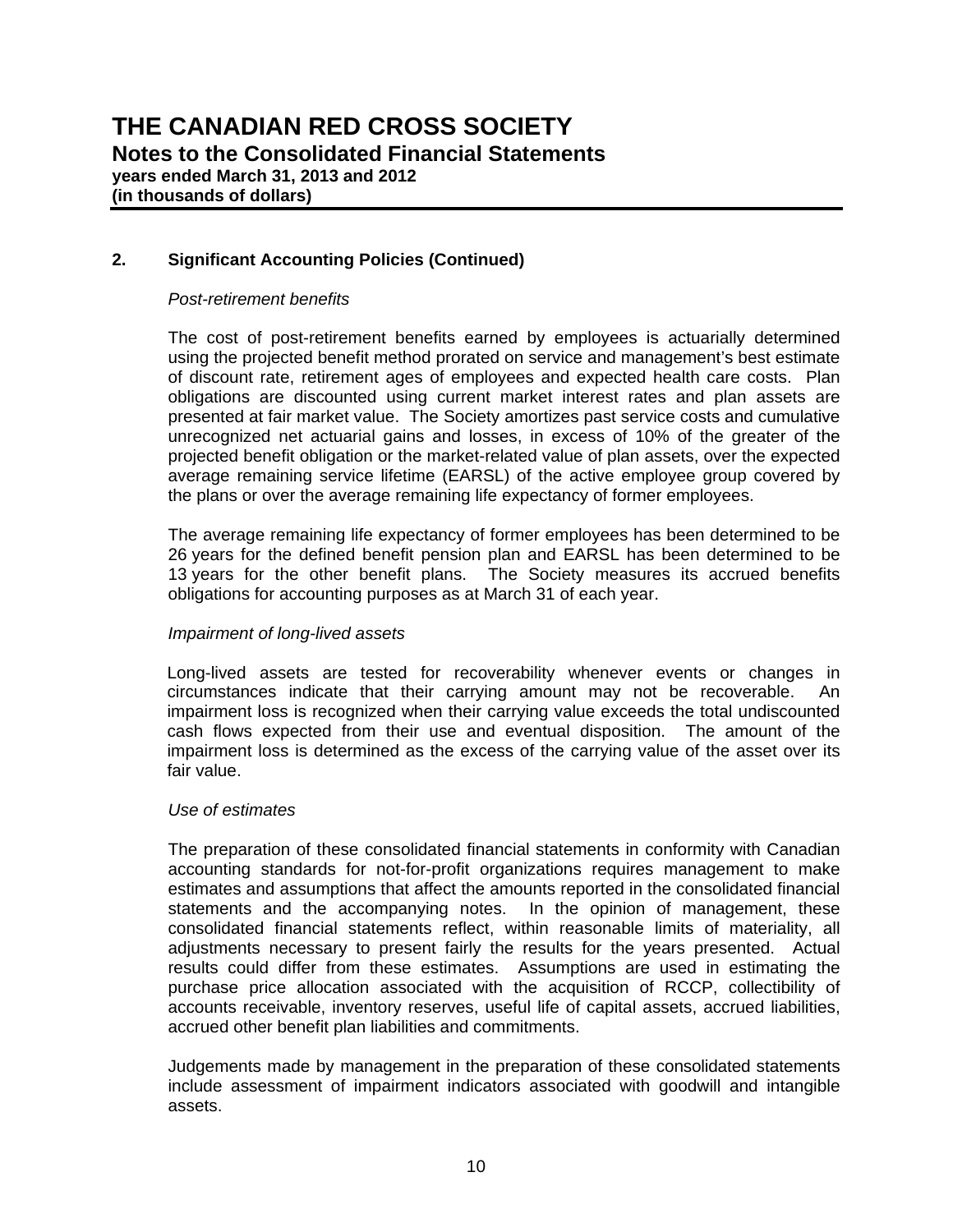# THE CANADIAN RED CROSS SOCIETY

**Notes to the Consolidated Financial Statements**
**years ended March 31, 2013 and 2012**
**(in thousands of dollars)**

## 2. Significant Accounting Policies (Continued)

*Post-retirement benefits*

The cost of post-retirement benefits earned by employees is actuarially determined using the projected benefit method prorated on service and management's best estimate of discount rate, retirement ages of employees and expected health care costs. Plan obligations are discounted using current market interest rates and plan assets are presented at fair market value. The Society amortizes past service costs and cumulative unrecognized net actuarial gains and losses, in excess of 10% of the greater of the projected benefit obligation or the market-related value of plan assets, over the expected average remaining service lifetime (EARSL) of the active employee group covered by the plans or over the average remaining life expectancy of former employees.

The average remaining life expectancy of former employees has been determined to be 26 years for the defined benefit pension plan and EARSL has been determined to be 13 years for the other benefit plans. The Society measures its accrued benefits obligations for accounting purposes as at March 31 of each year.

*Impairment of long-lived assets*

Long-lived assets are tested for recoverability whenever events or changes in circumstances indicate that their carrying amount may not be recoverable. An impairment loss is recognized when their carrying value exceeds the total undiscounted cash flows expected from their use and eventual disposition. The amount of the impairment loss is determined as the excess of the carrying value of the asset over its fair value.

*Use of estimates*

The preparation of these consolidated financial statements in conformity with Canadian accounting standards for not-for-profit organizations requires management to make estimates and assumptions that affect the amounts reported in the consolidated financial statements and the accompanying notes. In the opinion of management, these consolidated financial statements reflect, within reasonable limits of materiality, all adjustments necessary to present fairly the results for the years presented. Actual results could differ from these estimates. Assumptions are used in estimating the purchase price allocation associated with the acquisition of RCCP, collectibility of accounts receivable, inventory reserves, useful life of capital assets, accrued liabilities, accrued other benefit plan liabilities and commitments.

Judgements made by management in the preparation of these consolidated statements include assessment of impairment indicators associated with goodwill and intangible assets.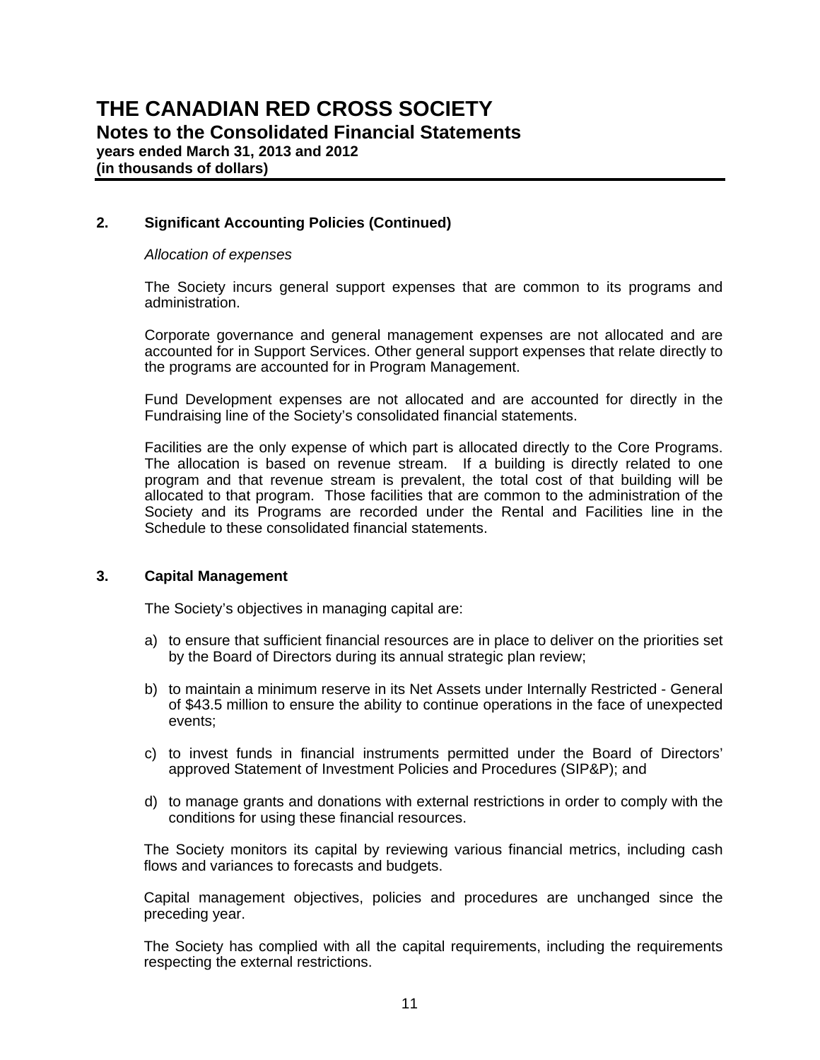# THE CANADIAN RED CROSS SOCIETY

## Notes to the Consolidated Financial Statements

**years ended March 31, 2013 and 2012**
**(in thousands of dollars)**

### 2. Significant Accounting Policies (Continued)

*Allocation of expenses*

The Society incurs general support expenses that are common to its programs and administration.

Corporate governance and general management expenses are not allocated and are accounted for in Support Services. Other general support expenses that relate directly to the programs are accounted for in Program Management.

Fund Development expenses are not allocated and are accounted for directly in the Fundraising line of the Society's consolidated financial statements.

Facilities are the only expense of which part is allocated directly to the Core Programs. The allocation is based on revenue stream. If a building is directly related to one program and that revenue stream is prevalent, the total cost of that building will be allocated to that program. Those facilities that are common to the administration of the Society and its Programs are recorded under the Rental and Facilities line in the Schedule to these consolidated financial statements.

### 3. Capital Management

The Society's objectives in managing capital are:

a) to ensure that sufficient financial resources are in place to deliver on the priorities set by the Board of Directors during its annual strategic plan review;

b) to maintain a minimum reserve in its Net Assets under Internally Restricted - General of $43.5 million to ensure the ability to continue operations in the face of unexpected events;

c) to invest funds in financial instruments permitted under the Board of Directors' approved Statement of Investment Policies and Procedures (SIP&P); and

d) to manage grants and donations with external restrictions in order to comply with the conditions for using these financial resources.

The Society monitors its capital by reviewing various financial metrics, including cash flows and variances to forecasts and budgets.

Capital management objectives, policies and procedures are unchanged since the preceding year.

The Society has complied with all the capital requirements, including the requirements respecting the external restrictions.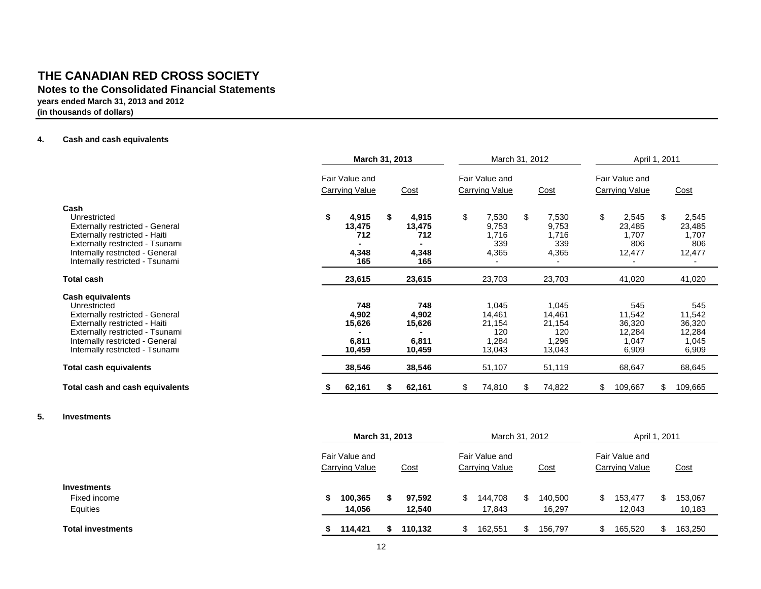# THE CANADIAN RED CROSS SOCIETY

## Notes to the Consolidated Financial Statements

**years ended March 31, 2013 and 2012**
**(in thousands of dollars)**

### 4. Cash and cash equivalents

| | **March 31, 2013** | | March 31, 2012 | | April 1, 2011 | |
|---|---|---|---|---|---|---|
| | Fair Value and Carrying Value | Cost | Fair Value and Carrying Value | Cost | Fair Value and Carrying Value | Cost |
| **Cash** | | | | | | |
| Unrestricted | **$ 4,915** | **$ 4,915** | $ 7,530 | $ 7,530 | $ 2,545 | $ 2,545 |
| Externally restricted - General | **13,475** | **13,475** | 9,753 | 9,753 | 23,485 | 23,485 |
| Externally restricted - Haiti | **712** | **712** | 1,716 | 1,716 | 1,707 | 1,707 |
| Externally restricted - Tsunami | **-** | **-** | 339 | 339 | 806 | 806 |
| Internally restricted - General | **4,348** | **4,348** | 4,365 | 4,365 | 12,477 | 12,477 |
| Internally restricted - Tsunami | **165** | **165** | - | - | - | - |
| **Total cash** | **23,615** | **23,615** | 23,703 | 23,703 | 41,020 | 41,020 |
| **Cash equivalents** | | | | | | |
| Unrestricted | **748** | **748** | 1,045 | 1,045 | 545 | 545 |
| Externally restricted - General | **4,902** | **4,902** | 14,461 | 14,461 | 11,542 | 11,542 |
| Externally restricted - Haiti | **15,626** | **15,626** | 21,154 | 21,154 | 36,320 | 36,320 |
| Externally restricted - Tsunami | **-** | **-** | 120 | 120 | 12,284 | 12,284 |
| Internally restricted - General | **6,811** | **6,811** | 1,284 | 1,296 | 1,047 | 1,045 |
| Internally restricted - Tsunami | **10,459** | **10,459** | 13,043 | 13,043 | 6,909 | 6,909 |
| **Total cash equivalents** | **38,546** | **38,546** | 51,107 | 51,119 | 68,647 | 68,645 |
| **Total cash and cash equivalents** | **$ 62,161** | **$ 62,161** | $ 74,810 | $ 74,822 | $ 109,667 | $ 109,665 |

### 5. Investments

| | **March 31, 2013** | | March 31, 2012 | | April 1, 2011 | |
|---|---|---|---|---|---|---|
| | Fair Value and Carrying Value | Cost | Fair Value and Carrying Value | Cost | Fair Value and Carrying Value | Cost |
| **Investments** | | | | | | |
| Fixed income | **$ 100,365** | **$ 97,592** | $ 144,708 | $ 140,500 | $ 153,477 | $ 153,067 |
| Equities | **14,056** | **12,540** | 17,843 | 16,297 | 12,043 | 10,183 |
| **Total investments** | **$ 114,421** | **$ 110,132** | $ 162,551 | $ 156,797 | $ 165,520 | $ 163,250 |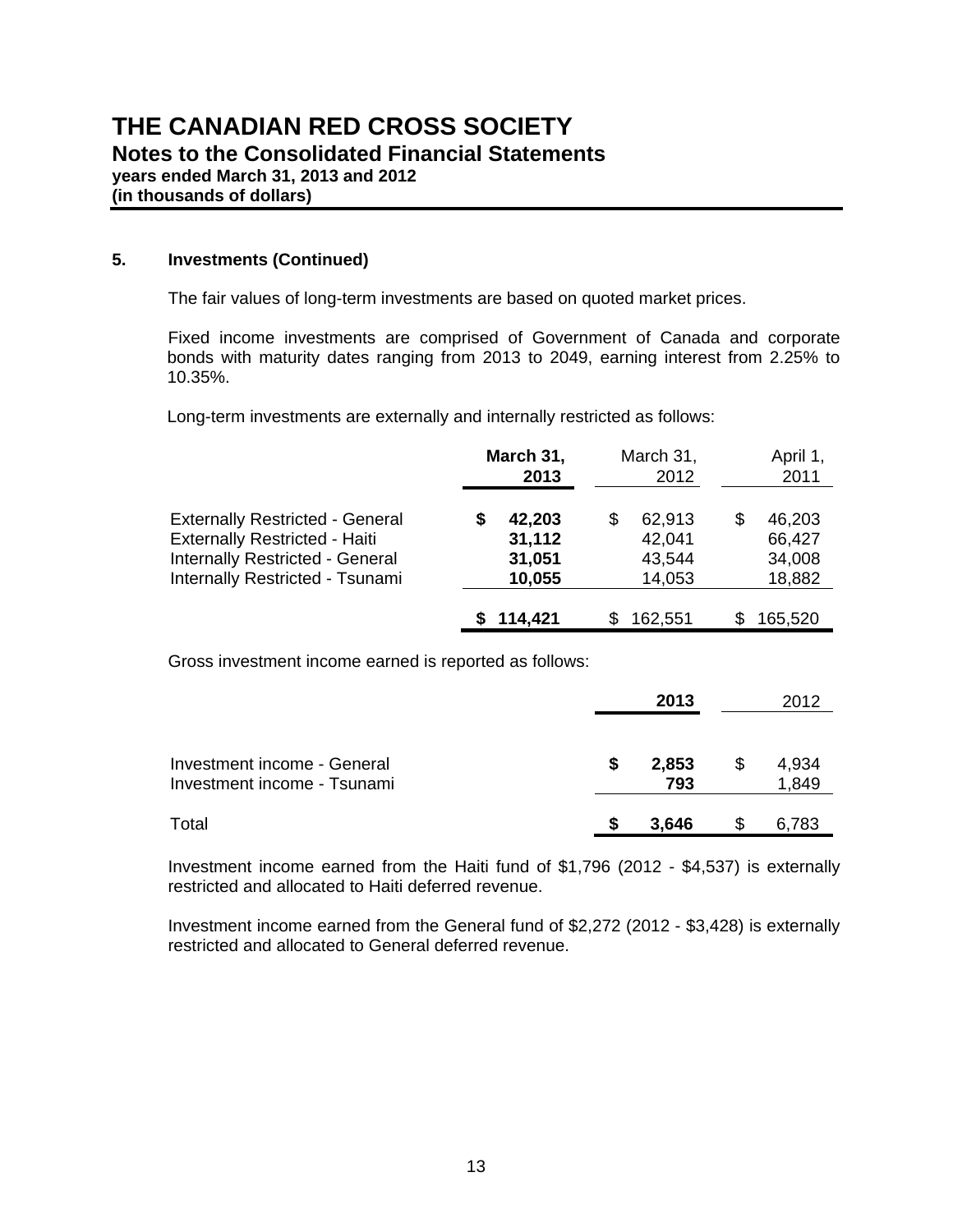# THE CANADIAN RED CROSS SOCIETY

## Notes to the Consolidated Financial Statements

**years ended March 31, 2013 and 2012**
**(in thousands of dollars)**

### 5. Investments (Continued)

The fair values of long-term investments are based on quoted market prices.

Fixed income investments are comprised of Government of Canada and corporate bonds with maturity dates ranging from 2013 to 2049, earning interest from 2.25% to 10.35%.

Long-term investments are externally and internally restricted as follows:

| | **March 31, 2013** | March 31, 2012 | April 1, 2011 |
|---|---|---|---|
| Externally Restricted - General | **$ 42,203** | $ 62,913 | $ 46,203 |
| Externally Restricted - Haiti | **31,112** | 42,041 | 66,427 |
| Internally Restricted - General | **31,051** | 43,544 | 34,008 |
| Internally Restricted - Tsunami | **10,055** | 14,053 | 18,882 |
| | **$ 114,421** | $ 162,551 | $ 165,520 |

Gross investment income earned is reported as follows:

| | **2013** | 2012 |
|---|---|---|
| Investment income - General | **$ 2,853** | $ 4,934 |
| Investment income - Tsunami | **793** | 1,849 |
| Total | **$ 3,646** | $ 6,783 |

Investment income earned from the Haiti fund of $1,796 (2012 - $4,537) is externally restricted and allocated to Haiti deferred revenue.

Investment income earned from the General fund of $2,272 (2012 - $3,428) is externally restricted and allocated to General deferred revenue.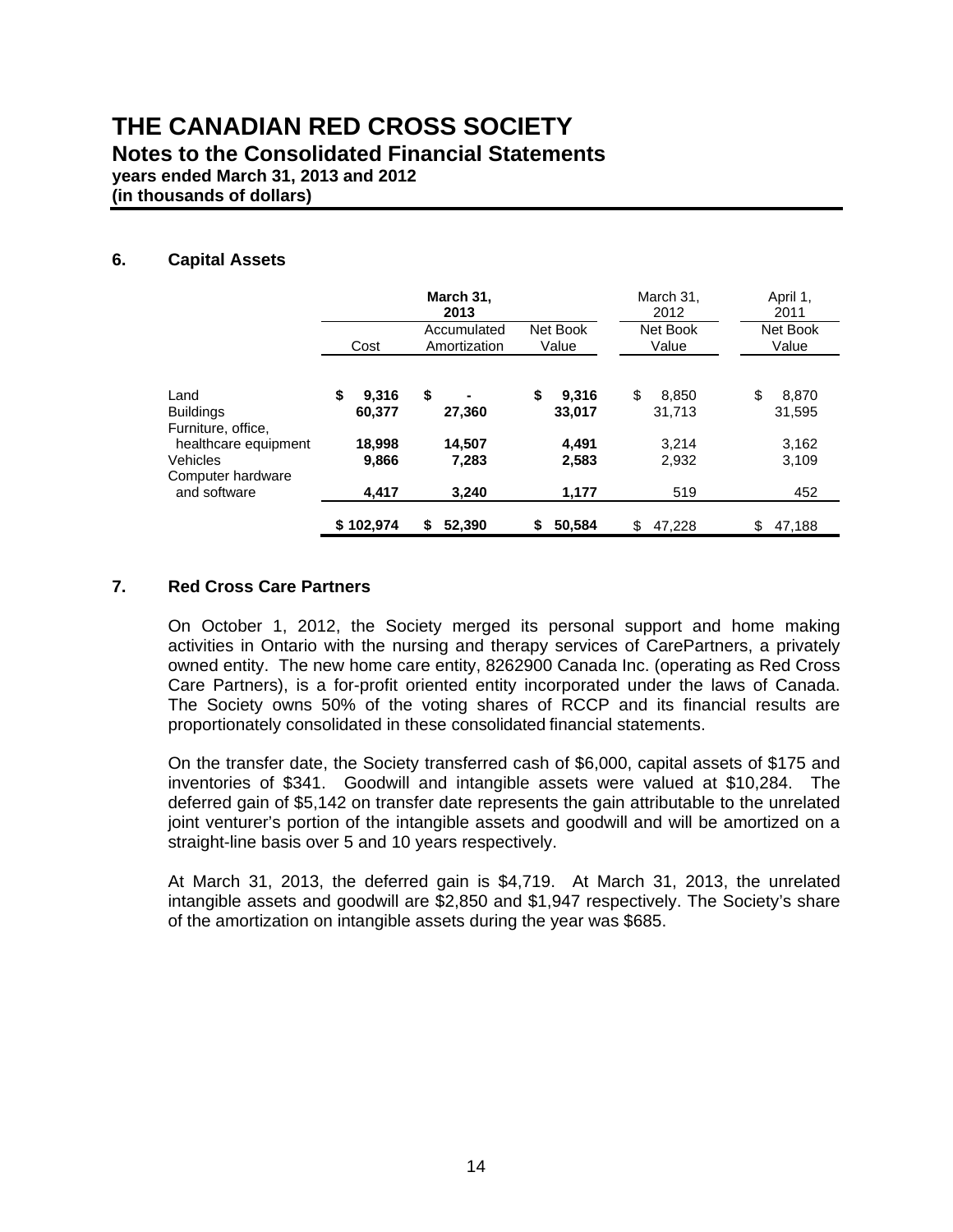# THE CANADIAN RED CROSS SOCIETY

## Notes to the Consolidated Financial Statements

**years ended March 31, 2013 and 2012**
**(in thousands of dollars)**

### 6. Capital Assets

| | March 31, 2013 | | | March 31, 2012 | April 1, 2011 |
|---|---|---|---|---|---|
| | Cost | Accumulated Amortization | Net Book Value | Net Book Value | Net Book Value |
| Land | **$ 9,316** | **$ -** | **$ 9,316** | $ 8,850 | $ 8,870 |
| Buildings | **60,377** | **27,360** | **33,017** | 31,713 | 31,595 |
| Furniture, office, healthcare equipment | **18,998** | **14,507** | **4,491** | 3,214 | 3,162 |
| Vehicles | **9,866** | **7,283** | **2,583** | 2,932 | 3,109 |
| Computer hardware and software | **4,417** | **3,240** | **1,177** | 519 | 452 |
| | **$ 102,974** | **$ 52,390** | **$ 50,584** | $ 47,228 | $ 47,188 |

### 7. Red Cross Care Partners

On October 1, 2012, the Society merged its personal support and home making activities in Ontario with the nursing and therapy services of CarePartners, a privately owned entity. The new home care entity, 8262900 Canada Inc. (operating as Red Cross Care Partners), is a for-profit oriented entity incorporated under the laws of Canada. The Society owns 50% of the voting shares of RCCP and its financial results are proportionately consolidated in these consolidated financial statements.

On the transfer date, the Society transferred cash of $6,000, capital assets of $175 and inventories of $341. Goodwill and intangible assets were valued at $10,284. The deferred gain of $5,142 on transfer date represents the gain attributable to the unrelated joint venturer's portion of the intangible assets and goodwill and will be amortized on a straight-line basis over 5 and 10 years respectively.

At March 31, 2013, the deferred gain is $4,719. At March 31, 2013, the unrelated intangible assets and goodwill are $2,850 and $1,947 respectively. The Society's share of the amortization on intangible assets during the year was $685.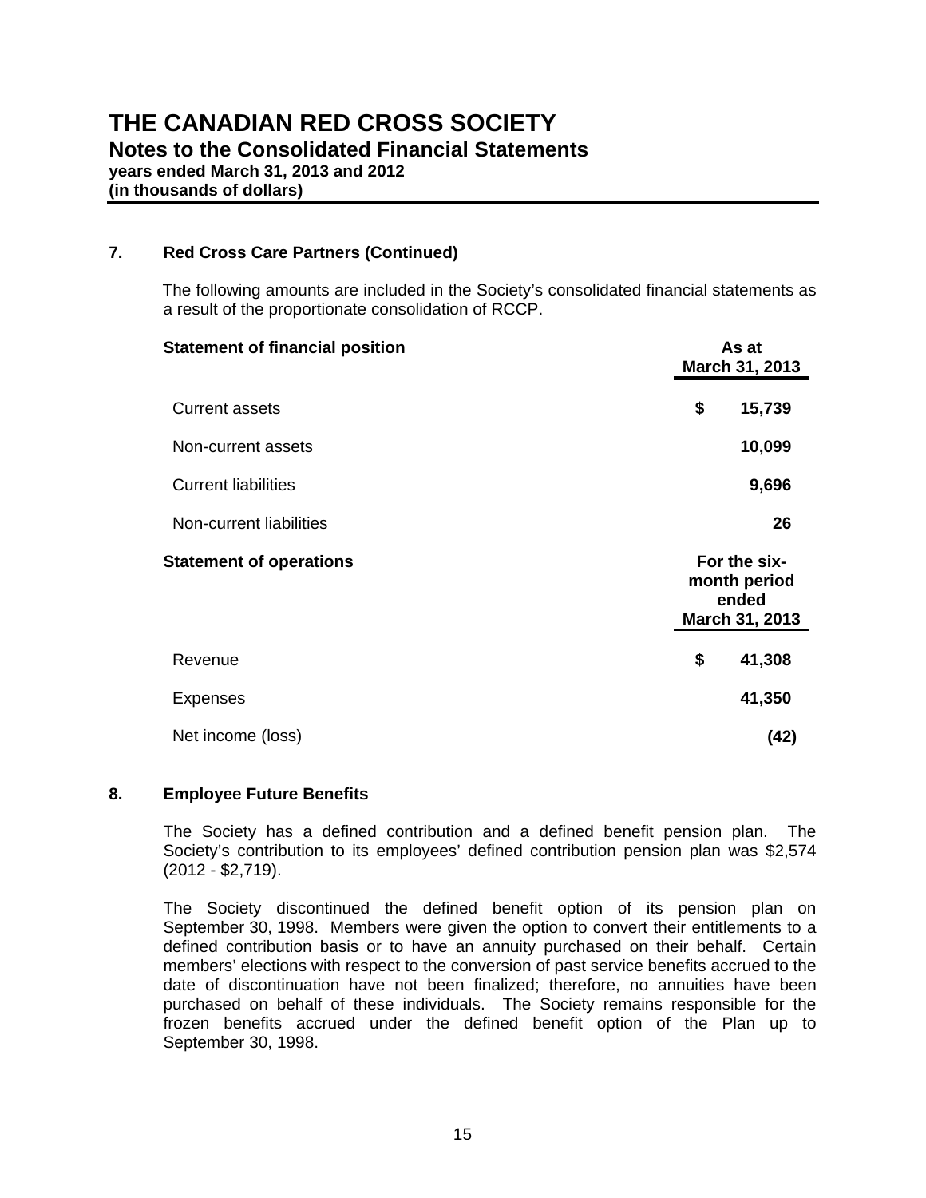# THE CANADIAN RED CROSS SOCIETY

## Notes to the Consolidated Financial Statements

**years ended March 31, 2013 and 2012**
**(in thousands of dollars)**

### 7. Red Cross Care Partners (Continued)

The following amounts are included in the Society's consolidated financial statements as a result of the proportionate consolidation of RCCP.

| **Statement of financial position** | | **As at March 31, 2013** |
|---|---|---|
| Current assets | **$** | **15,739** |
| Non-current assets | | **10,099** |
| Current liabilities | | **9,696** |
| Non-current liabilities | | **26** |
| **Statement of operations** | | **For the six-month period ended March 31, 2013** |
| Revenue | **$** | **41,308** |
| Expenses | | **41,350** |
| Net income (loss) | | **(42)** |

### 8. Employee Future Benefits

The Society has a defined contribution and a defined benefit pension plan. The Society's contribution to its employees' defined contribution pension plan was $2,574 (2012 - $2,719).

The Society discontinued the defined benefit option of its pension plan on September 30, 1998. Members were given the option to convert their entitlements to a defined contribution basis or to have an annuity purchased on their behalf. Certain members' elections with respect to the conversion of past service benefits accrued to the date of discontinuation have not been finalized; therefore, no annuities have been purchased on behalf of these individuals. The Society remains responsible for the frozen benefits accrued under the defined benefit option of the Plan up to September 30, 1998.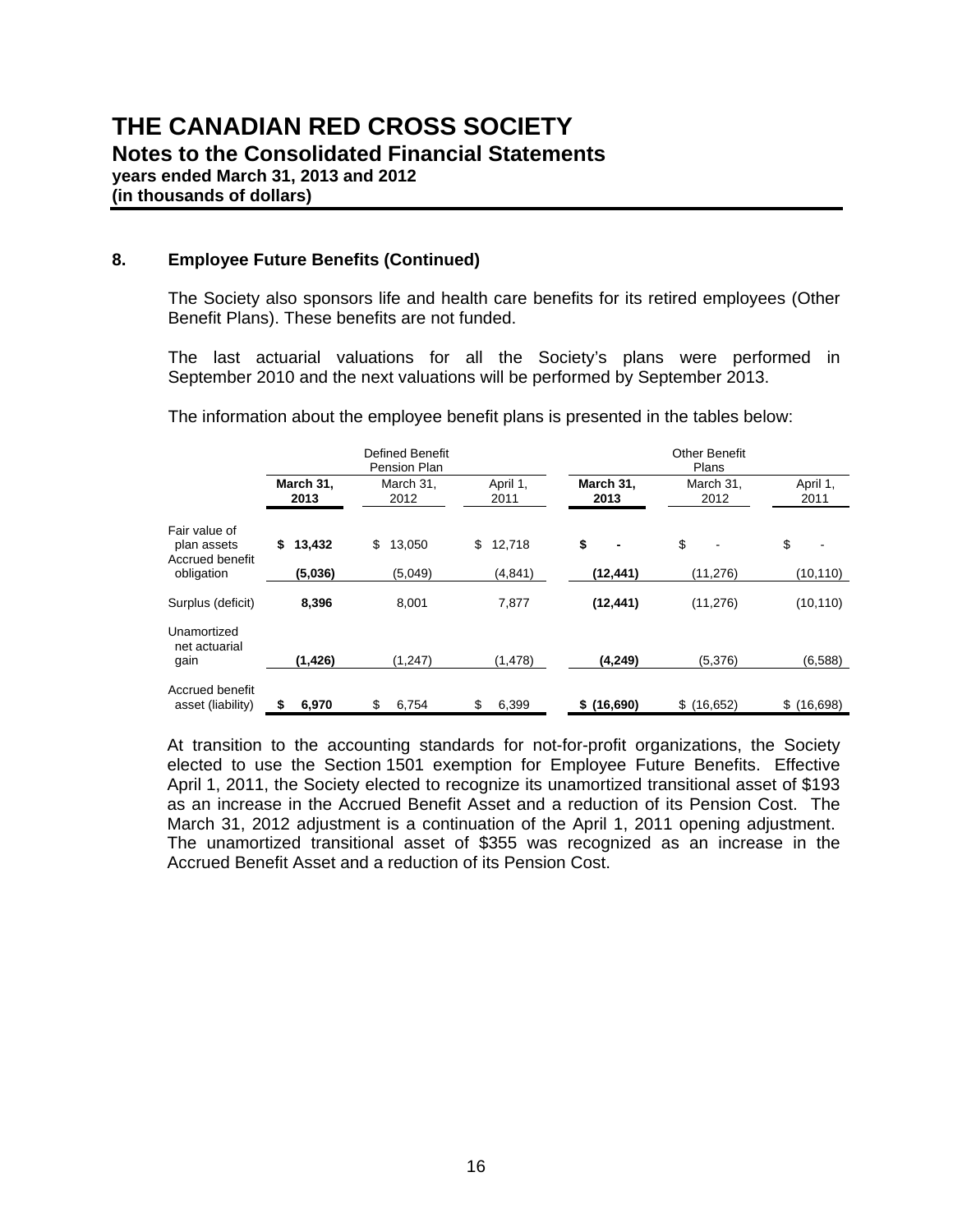# THE CANADIAN RED CROSS SOCIETY

## Notes to the Consolidated Financial Statements

**years ended March 31, 2013 and 2012**
**(in thousands of dollars)**

### 8. Employee Future Benefits (Continued)

The Society also sponsors life and health care benefits for its retired employees (Other Benefit Plans). These benefits are not funded.

The last actuarial valuations for all the Society's plans were performed in September 2010 and the next valuations will be performed by September 2013.

The information about the employee benefit plans is presented in the tables below:

| | Defined Benefit Pension Plan | | | Other Benefit Plans | | |
|---|---|---|---|---|---|---|
| | **March 31, 2013** | March 31, 2012 | April 1, 2011 | **March 31, 2013** | March 31, 2012 | April 1, 2011 |
| Fair value of plan assets | **$ 13,432** | $ 13,050 | $ 12,718 | **$ -** | $ - | $ - |
| Accrued benefit obligation | **(5,036)** | (5,049) | (4,841) | **(12,441)** | (11,276) | (10,110) |
| Surplus (deficit) | **8,396** | 8,001 | 7,877 | **(12,441)** | (11,276) | (10,110) |
| Unamortized net actuarial gain | **(1,426)** | (1,247) | (1,478) | **(4,249)** | (5,376) | (6,588) |
| Accrued benefit asset (liability) | **$ 6,970** | $ 6,754 | $ 6,399 | **$ (16,690)** | $ (16,652) | $ (16,698) |

At transition to the accounting standards for not-for-profit organizations, the Society elected to use the Section 1501 exemption for Employee Future Benefits. Effective April 1, 2011, the Society elected to recognize its unamortized transitional asset of $193 as an increase in the Accrued Benefit Asset and a reduction of its Pension Cost. The March 31, 2012 adjustment is a continuation of the April 1, 2011 opening adjustment. The unamortized transitional asset of $355 was recognized as an increase in the Accrued Benefit Asset and a reduction of its Pension Cost.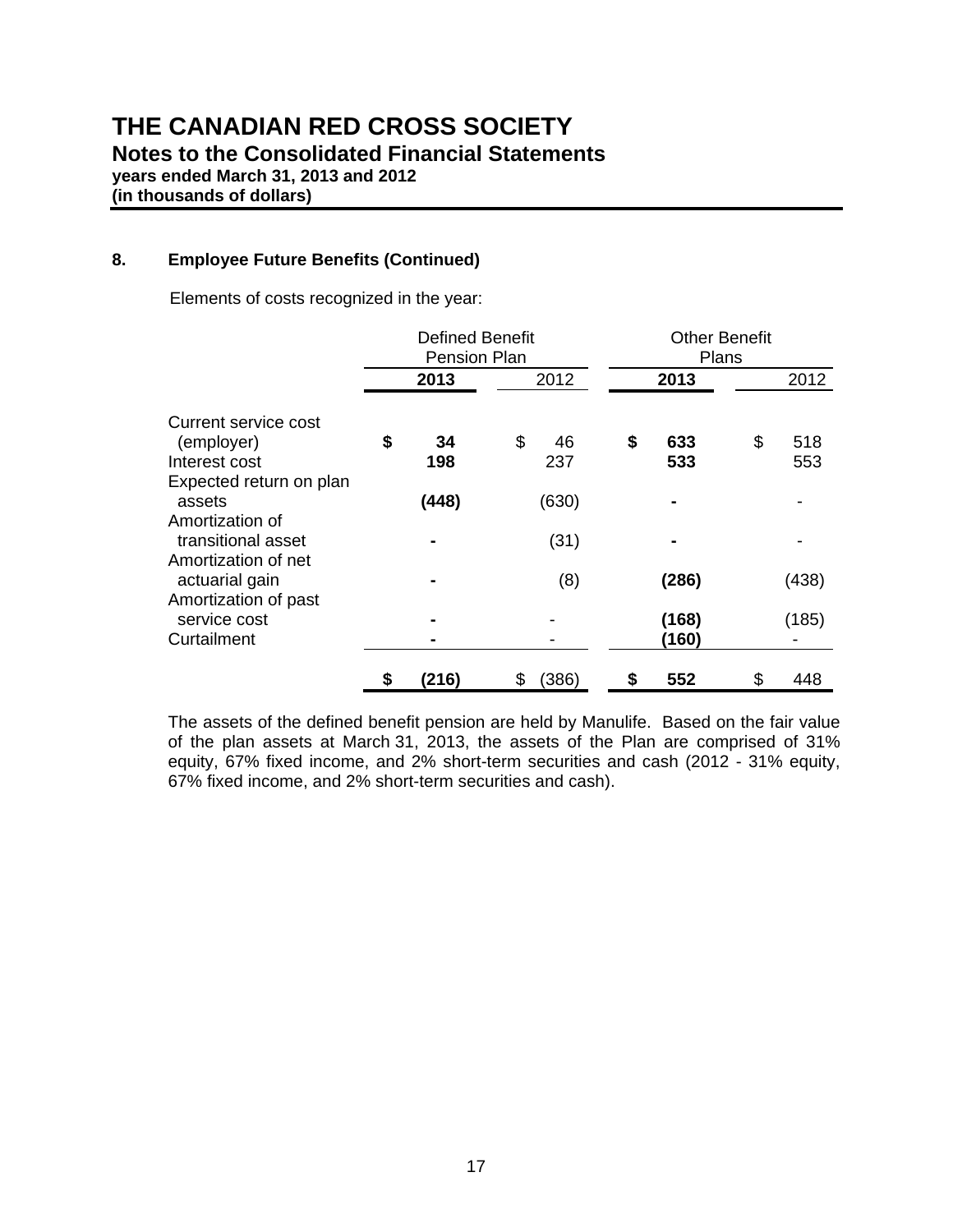# THE CANADIAN RED CROSS SOCIETY

## Notes to the Consolidated Financial Statements

**years ended March 31, 2013 and 2012**
**(in thousands of dollars)**

### 8. Employee Future Benefits (Continued)

Elements of costs recognized in the year:

| | Defined Benefit Pension Plan | | Other Benefit Plans | |
|---|---|---|---|---|
| | **2013** | 2012 | **2013** | 2012 |
| Current service cost (employer) | **$ 34** | $ 46 | **$ 633** | $ 518 |
| Interest cost | **198** | 237 | **533** | 553 |
| Expected return on plan assets | **(448)** | (630) | **-** | - |
| Amortization of transitional asset | **-** | (31) | **-** | - |
| Amortization of net actuarial gain | **-** | (8) | **(286)** | (438) |
| Amortization of past service cost | **-** | - | **(168)** | (185) |
| Curtailment | **-** | - | **(160)** | - |
| | **$ (216)** | $ (386) | **$ 552** | $ 448 |

The assets of the defined benefit pension are held by Manulife. Based on the fair value of the plan assets at March 31, 2013, the assets of the Plan are comprised of 31% equity, 67% fixed income, and 2% short-term securities and cash (2012 - 31% equity, 67% fixed income, and 2% short-term securities and cash).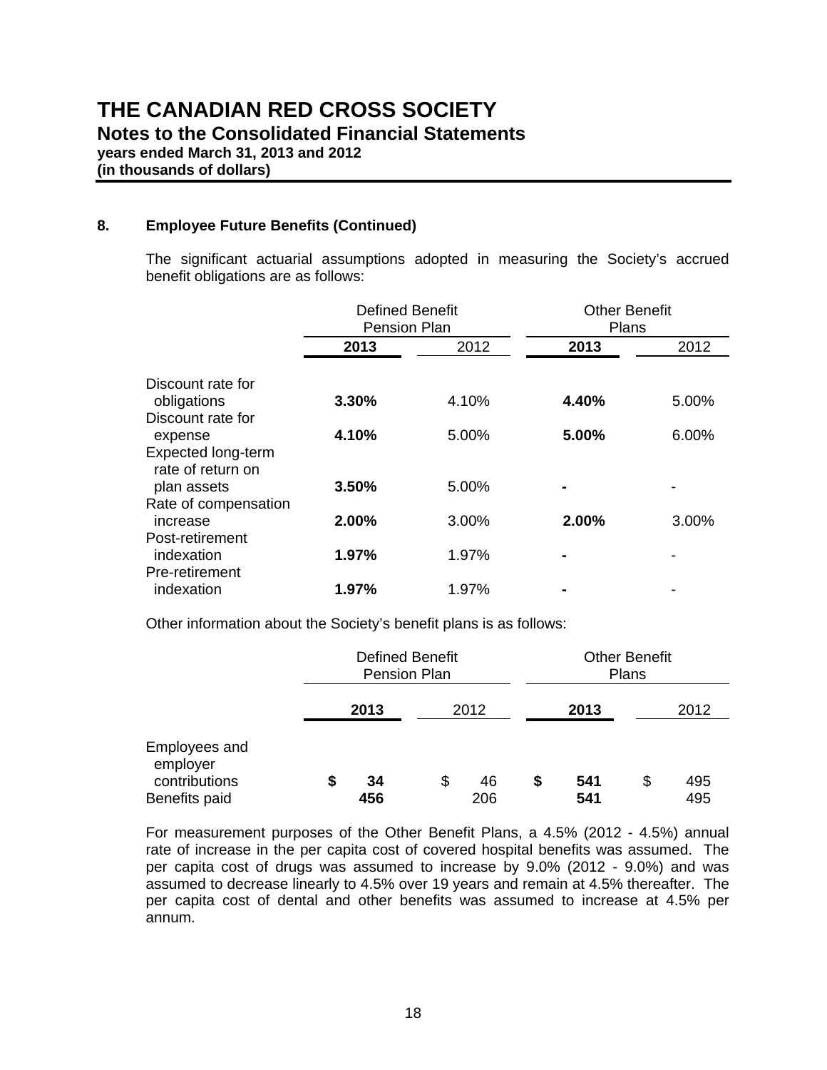# THE CANADIAN RED CROSS SOCIETY

## Notes to the Consolidated Financial Statements

**years ended March 31, 2013 and 2012**
**(in thousands of dollars)**

### 8. Employee Future Benefits (Continued)

The significant actuarial assumptions adopted in measuring the Society's accrued benefit obligations are as follows:

| | Defined Benefit Pension Plan | | Other Benefit Plans | |
|---|---|---|---|---|
| | **2013** | 2012 | **2013** | 2012 |
| Discount rate for obligations | **3.30%** | 4.10% | **4.40%** | 5.00% |
| Discount rate for expense | **4.10%** | 5.00% | **5.00%** | 6.00% |
| Expected long-term rate of return on plan assets | **3.50%** | 5.00% | **-** | - |
| Rate of compensation increase | **2.00%** | 3.00% | **2.00%** | 3.00% |
| Post-retirement indexation | **1.97%** | 1.97% | **-** | - |
| Pre-retirement indexation | **1.97%** | 1.97% | **-** | - |

Other information about the Society's benefit plans is as follows:

| | Defined Benefit Pension Plan | | Other Benefit Plans | |
|---|---|---|---|---|
| | **2013** | 2012 | **2013** | 2012 |
| Employees and employer contributions | **$ 34** | $ 46 | **$ 541** | $ 495 |
| Benefits paid | **456** | 206 | **541** | 495 |

For measurement purposes of the Other Benefit Plans, a 4.5% (2012 - 4.5%) annual rate of increase in the per capita cost of covered hospital benefits was assumed. The per capita cost of drugs was assumed to increase by 9.0% (2012 - 9.0%) and was assumed to decrease linearly to 4.5% over 19 years and remain at 4.5% thereafter. The per capita cost of dental and other benefits was assumed to increase at 4.5% per annum.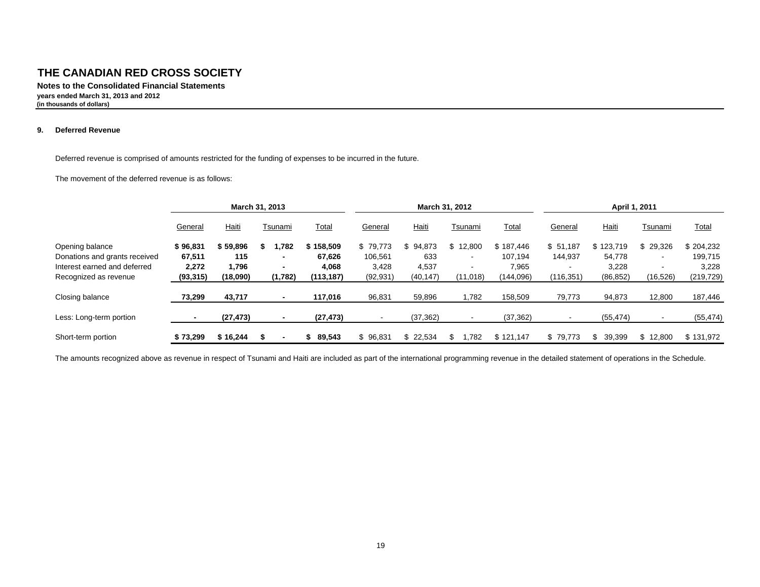# THE CANADIAN RED CROSS SOCIETY

**Notes to the Consolidated Financial Statements**

**years ended March 31, 2013 and 2012**

**(in thousands of dollars)**

## 9. Deferred Revenue

Deferred revenue is comprised of amounts restricted for the funding of expenses to be incurred in the future.

The movement of the deferred revenue is as follows:

| | **March 31, 2013** | | | | **March 31, 2012** | | | | **April 1, 2011** | | | |
|---|---|---|---|---|---|---|---|---|---|---|---|---|
| | General | Haiti | Tsunami | Total | General | Haiti | Tsunami | Total | General | Haiti | Tsunami | Total |
| Opening balance | **$ 96,831** | **$ 59,896** | **$ 1,782** | **$ 158,509** | $ 79,773 | $ 94,873 | $ 12,800 | $ 187,446 | $ 51,187 | $ 123,719 | $ 29,326 | $ 204,232 |
| Donations and grants received | **67,511** | **115** | **-** | **67,626** | 106,561 | 633 | - | 107,194 | 144,937 | 54,778 | - | 199,715 |
| Interest earned and deferred | **2,272** | **1,796** | **-** | **4,068** | 3,428 | 4,537 | - | 7,965 | - | 3,228 | - | 3,228 |
| Recognized as revenue | **(93,315)** | **(18,090)** | **(1,782)** | **(113,187)** | (92,931) | (40,147) | (11,018) | (144,096) | (116,351) | (86,852) | (16,526) | (219,729) |
| Closing balance | **73,299** | **43,717** | **-** | **117,016** | 96,831 | 59,896 | 1,782 | 158,509 | 79,773 | 94,873 | 12,800 | 187,446 |
| Less: Long-term portion | **-** | **(27,473)** | **-** | **(27,473)** | - | (37,362) | - | (37,362) | - | (55,474) | - | (55,474) |
| Short-term portion | **$ 73,299** | **$ 16,244** | **$ -** | **$ 89,543** | $ 96,831 | $ 22,534 | $ 1,782 | $ 121,147 | $ 79,773 | $ 39,399 | $ 12,800 | $ 131,972 |

The amounts recognized above as revenue in respect of Tsunami and Haiti are included as part of the international programming revenue in the detailed statement of operations in the Schedule.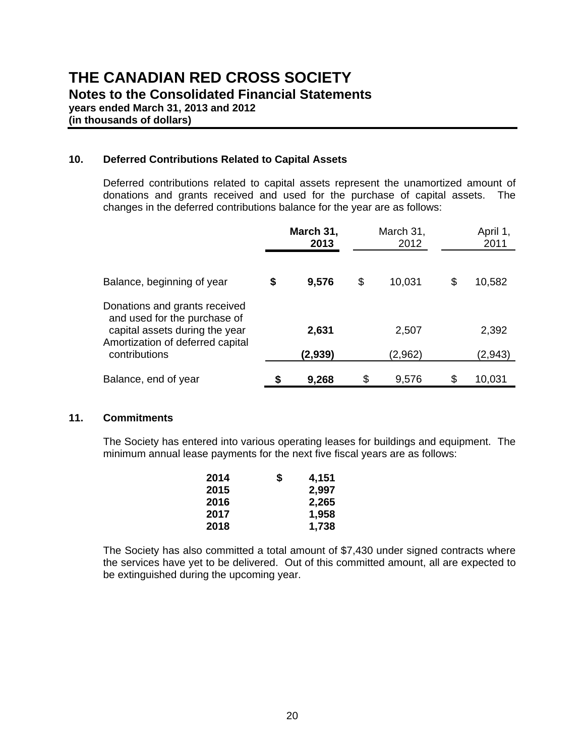# THE CANADIAN RED CROSS SOCIETY

## Notes to the Consolidated Financial Statements

**years ended March 31, 2013 and 2012**
**(in thousands of dollars)**

### 10. Deferred Contributions Related to Capital Assets

Deferred contributions related to capital assets represent the unamortized amount of donations and grants received and used for the purchase of capital assets. The changes in the deferred contributions balance for the year are as follows:

| | **March 31, 2013** | March 31, 2012 | April 1, 2011 |
|---|---|---|---|
| Balance, beginning of year | **$ 9,576** | $ 10,031 | $ 10,582 |
| Donations and grants received and used for the purchase of capital assets during the year | **2,631** | 2,507 | 2,392 |
| Amortization of deferred capital contributions | **(2,939)** | (2,962) | (2,943) |
| Balance, end of year | **$ 9,268** | $ 9,576 | $ 10,031 |

### 11. Commitments

The Society has entered into various operating leases for buildings and equipment. The minimum annual lease payments for the next five fiscal years are as follows:

| | |
|---|---|
| **2014** | **$ 4,151** |
| **2015** | **2,997** |
| **2016** | **2,265** |
| **2017** | **1,958** |
| **2018** | **1,738** |

The Society has also committed a total amount of $7,430 under signed contracts where the services have yet to be delivered. Out of this committed amount, all are expected to be extinguished during the upcoming year.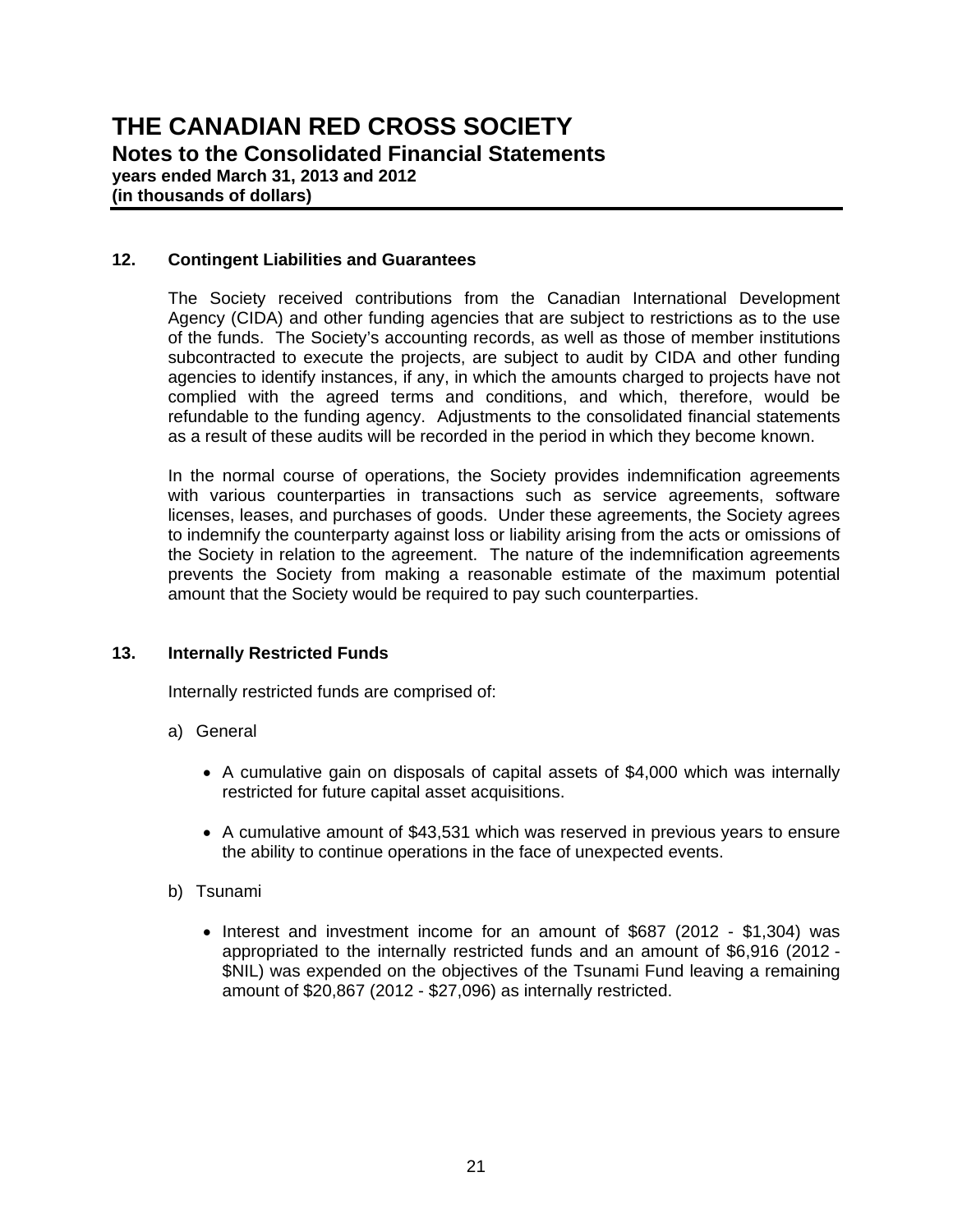## 12. Contingent Liabilities and Guarantees

The Society received contributions from the Canadian International Development Agency (CIDA) and other funding agencies that are subject to restrictions as to the use of the funds. The Society's accounting records, as well as those of member institutions subcontracted to execute the projects, are subject to audit by CIDA and other funding agencies to identify instances, if any, in which the amounts charged to projects have not complied with the agreed terms and conditions, and which, therefore, would be refundable to the funding agency. Adjustments to the consolidated financial statements as a result of these audits will be recorded in the period in which they become known.

In the normal course of operations, the Society provides indemnification agreements with various counterparties in transactions such as service agreements, software licenses, leases, and purchases of goods. Under these agreements, the Society agrees to indemnify the counterparty against loss or liability arising from the acts or omissions of the Society in relation to the agreement. The nature of the indemnification agreements prevents the Society from making a reasonable estimate of the maximum potential amount that the Society would be required to pay such counterparties.

## 13. Internally Restricted Funds

Internally restricted funds are comprised of:

a) General

- A cumulative gain on disposals of capital assets of $4,000 which was internally restricted for future capital asset acquisitions.
- A cumulative amount of $43,531 which was reserved in previous years to ensure the ability to continue operations in the face of unexpected events.

b) Tsunami

- Interest and investment income for an amount of $687 (2012 - $1,304) was appropriated to the internally restricted funds and an amount of $6,916 (2012 - $NIL) was expended on the objectives of the Tsunami Fund leaving a remaining amount of $20,867 (2012 - $27,096) as internally restricted.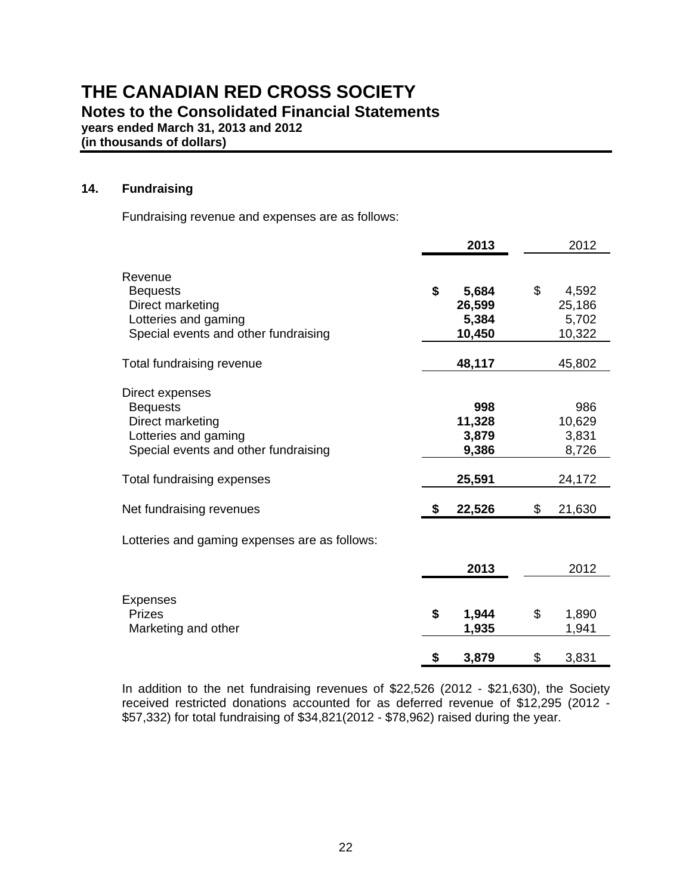# THE CANADIAN RED CROSS SOCIETY

## Notes to the Consolidated Financial Statements

**years ended March 31, 2013 and 2012**
**(in thousands of dollars)**

### 14. Fundraising

Fundraising revenue and expenses are as follows:

| | **2013** | 2012 |
|---|---|---|
| Revenue | | |
| Bequests | **$ 5,684** | $ 4,592 |
| Direct marketing | **26,599** | 25,186 |
| Lotteries and gaming | **5,384** | 5,702 |
| Special events and other fundraising | **10,450** | 10,322 |
| Total fundraising revenue | **48,117** | 45,802 |
| Direct expenses | | |
| Bequests | **998** | 986 |
| Direct marketing | **11,328** | 10,629 |
| Lotteries and gaming | **3,879** | 3,831 |
| Special events and other fundraising | **9,386** | 8,726 |
| Total fundraising expenses | **25,591** | 24,172 |
| Net fundraising revenues | **$ 22,526** | $ 21,630 |

Lotteries and gaming expenses are as follows:

| | **2013** | 2012 |
|---|---|---|
| Expenses | | |
| Prizes | **$ 1,944** | $ 1,890 |
| Marketing and other | **1,935** | 1,941 |
| | **$ 3,879** | $ 3,831 |

In addition to the net fundraising revenues of $22,526 (2012 - $21,630), the Society received restricted donations accounted for as deferred revenue of $12,295 (2012 - $57,332) for total fundraising of $34,821(2012 - $78,962) raised during the year.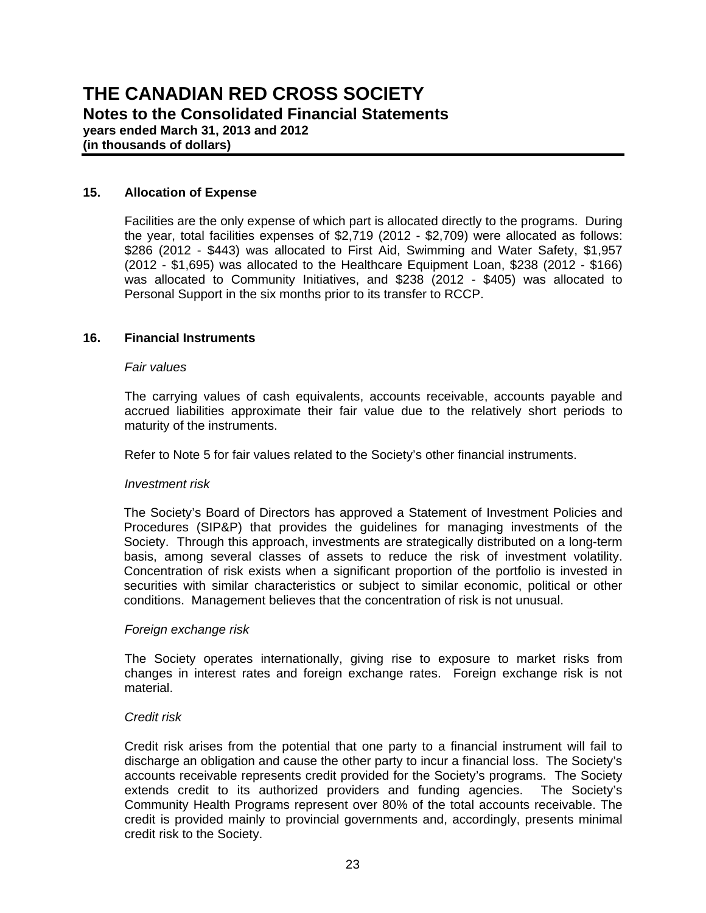# THE CANADIAN RED CROSS SOCIETY

## Notes to the Consolidated Financial Statements

**years ended March 31, 2013 and 2012**
**(in thousands of dollars)**

### 15. Allocation of Expense

Facilities are the only expense of which part is allocated directly to the programs. During the year, total facilities expenses of $2,719 (2012 - $2,709) were allocated as follows: $286 (2012 - $443) was allocated to First Aid, Swimming and Water Safety, $1,957 (2012 - $1,695) was allocated to the Healthcare Equipment Loan, $238 (2012 - $166) was allocated to Community Initiatives, and $238 (2012 - $405) was allocated to Personal Support in the six months prior to its transfer to RCCP.

### 16. Financial Instruments

*Fair values*

The carrying values of cash equivalents, accounts receivable, accounts payable and accrued liabilities approximate their fair value due to the relatively short periods to maturity of the instruments.

Refer to Note 5 for fair values related to the Society's other financial instruments.

*Investment risk*

The Society's Board of Directors has approved a Statement of Investment Policies and Procedures (SIP&P) that provides the guidelines for managing investments of the Society. Through this approach, investments are strategically distributed on a long-term basis, among several classes of assets to reduce the risk of investment volatility. Concentration of risk exists when a significant proportion of the portfolio is invested in securities with similar characteristics or subject to similar economic, political or other conditions. Management believes that the concentration of risk is not unusual.

*Foreign exchange risk*

The Society operates internationally, giving rise to exposure to market risks from changes in interest rates and foreign exchange rates. Foreign exchange risk is not material.

*Credit risk*

Credit risk arises from the potential that one party to a financial instrument will fail to discharge an obligation and cause the other party to incur a financial loss. The Society's accounts receivable represents credit provided for the Society's programs. The Society extends credit to its authorized providers and funding agencies. The Society's Community Health Programs represent over 80% of the total accounts receivable. The credit is provided mainly to provincial governments and, accordingly, presents minimal credit risk to the Society.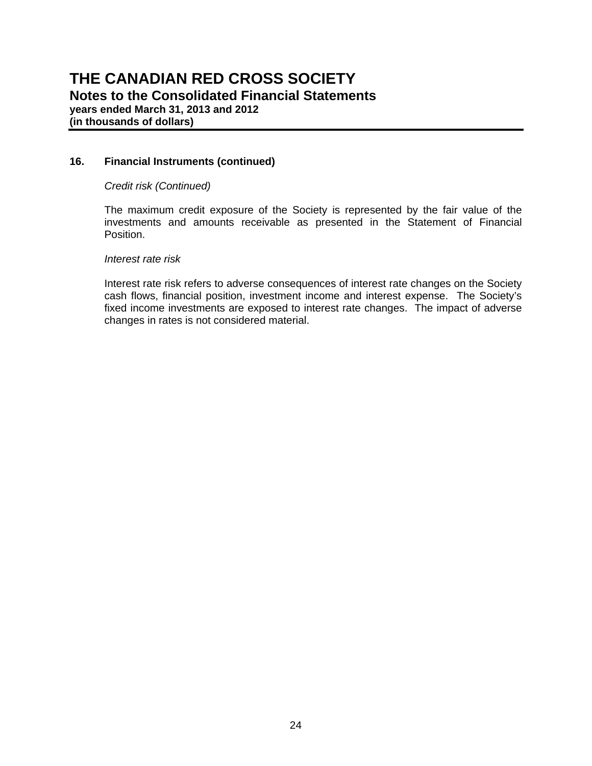## 16. Financial Instruments (continued)

*Credit risk (Continued)*

The maximum credit exposure of the Society is represented by the fair value of the investments and amounts receivable as presented in the Statement of Financial Position.

*Interest rate risk*

Interest rate risk refers to adverse consequences of interest rate changes on the Society cash flows, financial position, investment income and interest expense. The Society's fixed income investments are exposed to interest rate changes. The impact of adverse changes in rates is not considered material.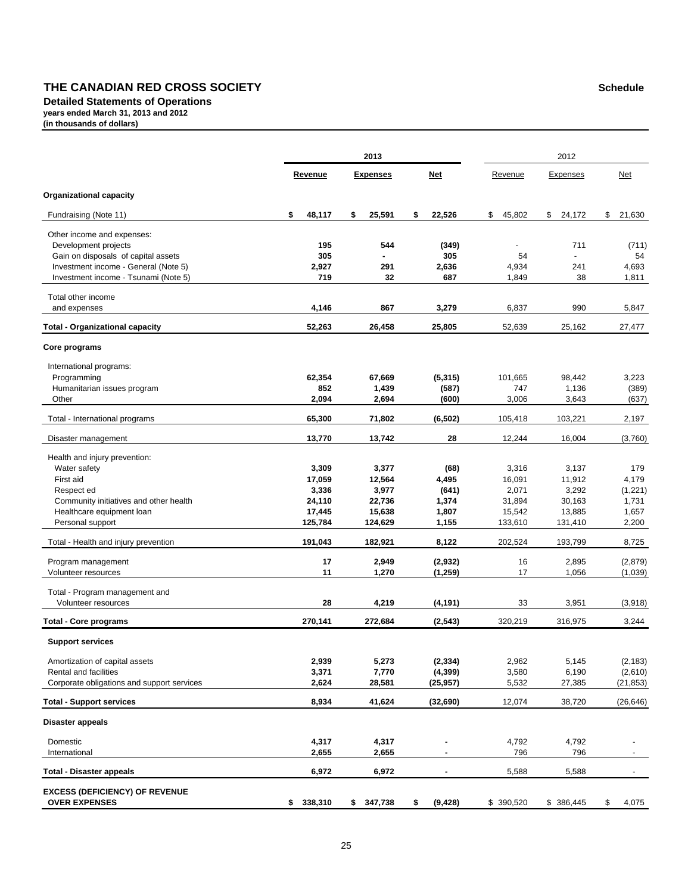# THE CANADIAN RED CROSS SOCIETY

**Schedule**

**Detailed Statements of Operations**
**years ended March 31, 2013 and 2012**
**(in thousands of dollars)**

| | 2013 | | | 2012 | | |
|---|---|---|---|---|---|---|
| | **Revenue** | **Expenses** | **Net** | Revenue | Expenses | Net |
| **Organizational capacity** | | | | | | |
| Fundraising (Note 11) | **$ 48,117** | **$ 25,591** | **$ 22,526** | $ 45,802 | $ 24,172 | $ 21,630 |
| Other income and expenses: | | | | | | |
| Development projects | **195** | **544** | **(349)** | - | 711 | (711) |
| Gain on disposals of capital assets | **305** | **-** | **305** | 54 | - | 54 |
| Investment income - General (Note 5) | **2,927** | **291** | **2,636** | 4,934 | 241 | 4,693 |
| Investment income - Tsunami (Note 5) | **719** | **32** | **687** | 1,849 | 38 | 1,811 |
| Total other income and expenses | **4,146** | **867** | **3,279** | 6,837 | 990 | 5,847 |
| **Total - Organizational capacity** | **52,263** | **26,458** | **25,805** | 52,639 | 25,162 | 27,477 |
| **Core programs** | | | | | | |
| International programs: | | | | | | |
| Programming | **62,354** | **67,669** | **(5,315)** | 101,665 | 98,442 | 3,223 |
| Humanitarian issues program | **852** | **1,439** | **(587)** | 747 | 1,136 | (389) |
| Other | **2,094** | **2,694** | **(600)** | 3,006 | 3,643 | (637) |
| Total - International programs | **65,300** | **71,802** | **(6,502)** | 105,418 | 103,221 | 2,197 |
| Disaster management | **13,770** | **13,742** | **28** | 12,244 | 16,004 | (3,760) |
| Health and injury prevention: | | | | | | |
| Water safety | **3,309** | **3,377** | **(68)** | 3,316 | 3,137 | 179 |
| First aid | **17,059** | **12,564** | **4,495** | 16,091 | 11,912 | 4,179 |
| Respect ed | **3,336** | **3,977** | **(641)** | 2,071 | 3,292 | (1,221) |
| Community initiatives and other health | **24,110** | **22,736** | **1,374** | 31,894 | 30,163 | 1,731 |
| Healthcare equipment loan | **17,445** | **15,638** | **1,807** | 15,542 | 13,885 | 1,657 |
| Personal support | **125,784** | **124,629** | **1,155** | 133,610 | 131,410 | 2,200 |
| Total - Health and injury prevention | **191,043** | **182,921** | **8,122** | 202,524 | 193,799 | 8,725 |
| Program management | **17** | **2,949** | **(2,932)** | 16 | 2,895 | (2,879) |
| Volunteer resources | **11** | **1,270** | **(1,259)** | 17 | 1,056 | (1,039) |
| Total - Program management and Volunteer resources | **28** | **4,219** | **(4,191)** | 33 | 3,951 | (3,918) |
| **Total - Core programs** | **270,141** | **272,684** | **(2,543)** | 320,219 | 316,975 | 3,244 |
| **Support services** | | | | | | |
| Amortization of capital assets | **2,939** | **5,273** | **(2,334)** | 2,962 | 5,145 | (2,183) |
| Rental and facilities | **3,371** | **7,770** | **(4,399)** | 3,580 | 6,190 | (2,610) |
| Corporate obligations and support services | **2,624** | **28,581** | **(25,957)** | 5,532 | 27,385 | (21,853) |
| **Total - Support services** | **8,934** | **41,624** | **(32,690)** | 12,074 | 38,720 | (26,646) |
| **Disaster appeals** | | | | | | |
| Domestic | **4,317** | **4,317** | **-** | 4,792 | 4,792 | - |
| International | **2,655** | **2,655** | **-** | 796 | 796 | - |
| **Total - Disaster appeals** | **6,972** | **6,972** | **-** | 5,588 | 5,588 | - |
| **EXCESS (DEFICIENCY) OF REVENUE OVER EXPENSES** | **$ 338,310** | **$ 347,738** | **$ (9,428)** | $ 390,520 | $ 386,445 | $ 4,075 |